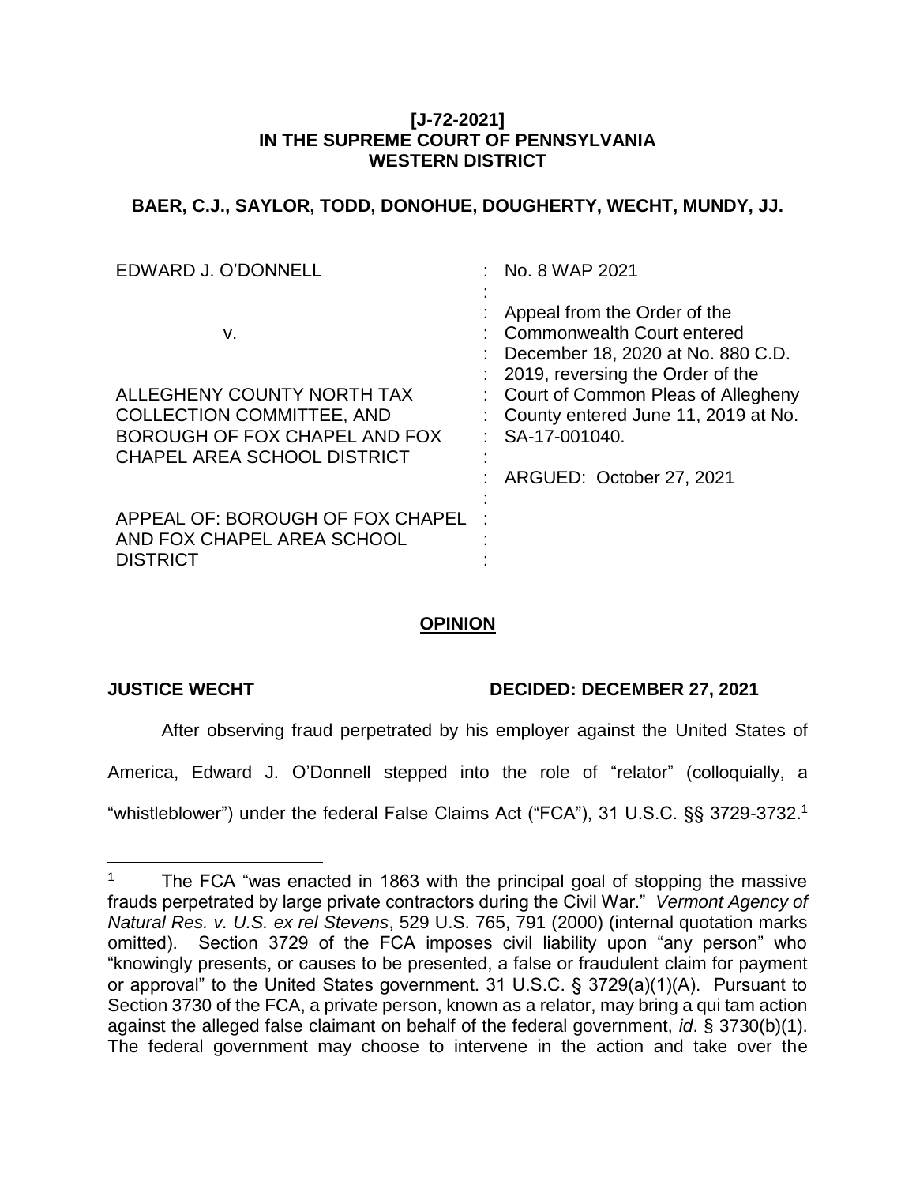**[J-72-2021]**
**IN THE SUPREME COURT OF PENNSYLVANIA**
**WESTERN DISTRICT**

**BAER, C.J., SAYLOR, TODD, DONOHUE, DOUGHERTY, WECHT, MUNDY, JJ.**

| | |
|---|---|
| EDWARD J. O'DONNELL | No. 8 WAP 2021 |
| v. | Appeal from the Order of the Commonwealth Court entered December 18, 2020 at No. 880 C.D. 2019, reversing the Order of the Court of Common Pleas of Allegheny County entered June 11, 2019 at No. SA-17-001040. |
| ALLEGHENY COUNTY NORTH TAX COLLECTION COMMITTEE, AND BOROUGH OF FOX CHAPEL AND FOX CHAPEL AREA SCHOOL DISTRICT | |
| | ARGUED: October 27, 2021 |
| APPEAL OF: BOROUGH OF FOX CHAPEL AND FOX CHAPEL AREA SCHOOL DISTRICT | |

## OPINION

**JUSTICE WECHT** **DECIDED: DECEMBER 27, 2021**

After observing fraud perpetrated by his employer against the United States of America, Edward J. O'Donnell stepped into the role of "relator" (colloquially, a "whistleblower") under the federal False Claims Act ("FCA"), 31 U.S.C. §§ 3729-3732.[1]

---

[1] The FCA "was enacted in 1863 with the principal goal of stopping the massive frauds perpetrated by large private contractors during the Civil War." *Vermont Agency of Natural Res. v. U.S. ex rel Stevens*, 529 U.S. 765, 791 (2000) (internal quotation marks omitted). Section 3729 of the FCA imposes civil liability upon "any person" who "knowingly presents, or causes to be presented, a false or fraudulent claim for payment or approval" to the United States government. 31 U.S.C. § 3729(a)(1)(A). Pursuant to Section 3730 of the FCA, a private person, known as a relator, may bring a qui tam action against the alleged false claimant on behalf of the federal government, *id*. § 3730(b)(1). The federal government may choose to intervene in the action and take over the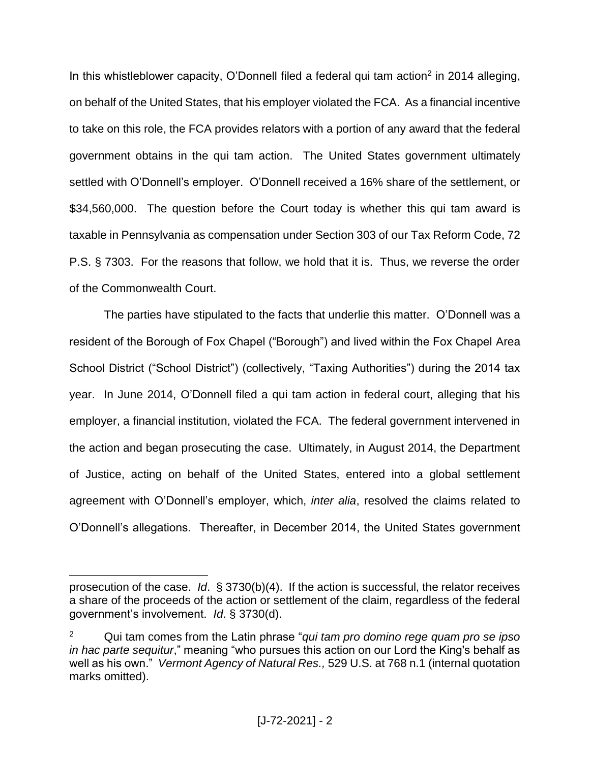In this whistleblower capacity, O'Donnell filed a federal qui tam action[2] in 2014 alleging, on behalf of the United States, that his employer violated the FCA. As a financial incentive to take on this role, the FCA provides relators with a portion of any award that the federal government obtains in the qui tam action. The United States government ultimately settled with O'Donnell's employer. O'Donnell received a 16% share of the settlement, or $34,560,000. The question before the Court today is whether this qui tam award is taxable in Pennsylvania as compensation under Section 303 of our Tax Reform Code, 72 P.S. § 7303. For the reasons that follow, we hold that it is. Thus, we reverse the order of the Commonwealth Court.

The parties have stipulated to the facts that underlie this matter. O'Donnell was a resident of the Borough of Fox Chapel ("Borough") and lived within the Fox Chapel Area School District ("School District") (collectively, "Taxing Authorities") during the 2014 tax year. In June 2014, O'Donnell filed a qui tam action in federal court, alleging that his employer, a financial institution, violated the FCA. The federal government intervened in the action and began prosecuting the case. Ultimately, in August 2014, the Department of Justice, acting on behalf of the United States, entered into a global settlement agreement with O'Donnell's employer, which, *inter alia*, resolved the claims related to O'Donnell's allegations. Thereafter, in December 2014, the United States government

---

prosecution of the case. *Id*. § 3730(b)(4). If the action is successful, the relator receives a share of the proceeds of the action or settlement of the claim, regardless of the federal government's involvement. *Id*. § 3730(d).

[2] Qui tam comes from the Latin phrase "*qui tam pro domino rege quam pro se ipso in hac parte sequitur*," meaning "who pursues this action on our Lord the King's behalf as well as his own." *Vermont Agency of Natural Res.,* 529 U.S. at 768 n.1 (internal quotation marks omitted).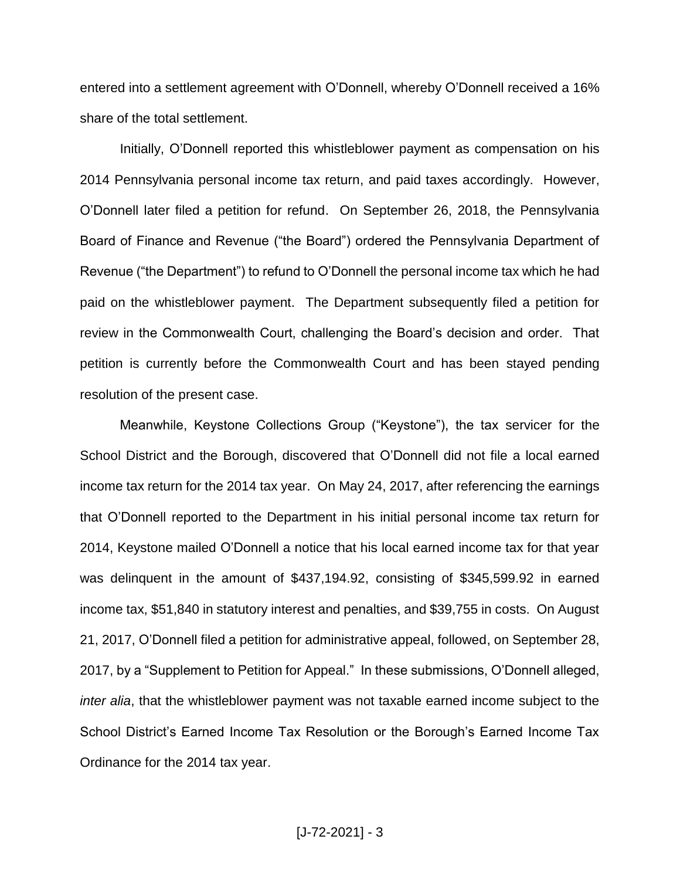entered into a settlement agreement with O'Donnell, whereby O'Donnell received a 16% share of the total settlement.

Initially, O'Donnell reported this whistleblower payment as compensation on his 2014 Pennsylvania personal income tax return, and paid taxes accordingly. However, O'Donnell later filed a petition for refund. On September 26, 2018, the Pennsylvania Board of Finance and Revenue ("the Board") ordered the Pennsylvania Department of Revenue ("the Department") to refund to O'Donnell the personal income tax which he had paid on the whistleblower payment. The Department subsequently filed a petition for review in the Commonwealth Court, challenging the Board's decision and order. That petition is currently before the Commonwealth Court and has been stayed pending resolution of the present case.

Meanwhile, Keystone Collections Group ("Keystone"), the tax servicer for the School District and the Borough, discovered that O'Donnell did not file a local earned income tax return for the 2014 tax year. On May 24, 2017, after referencing the earnings that O'Donnell reported to the Department in his initial personal income tax return for 2014, Keystone mailed O'Donnell a notice that his local earned income tax for that year was delinquent in the amount of $437,194.92, consisting of $345,599.92 in earned income tax, $51,840 in statutory interest and penalties, and $39,755 in costs. On August 21, 2017, O'Donnell filed a petition for administrative appeal, followed, on September 28, 2017, by a "Supplement to Petition for Appeal." In these submissions, O'Donnell alleged, *inter alia*, that the whistleblower payment was not taxable earned income subject to the School District's Earned Income Tax Resolution or the Borough's Earned Income Tax Ordinance for the 2014 tax year.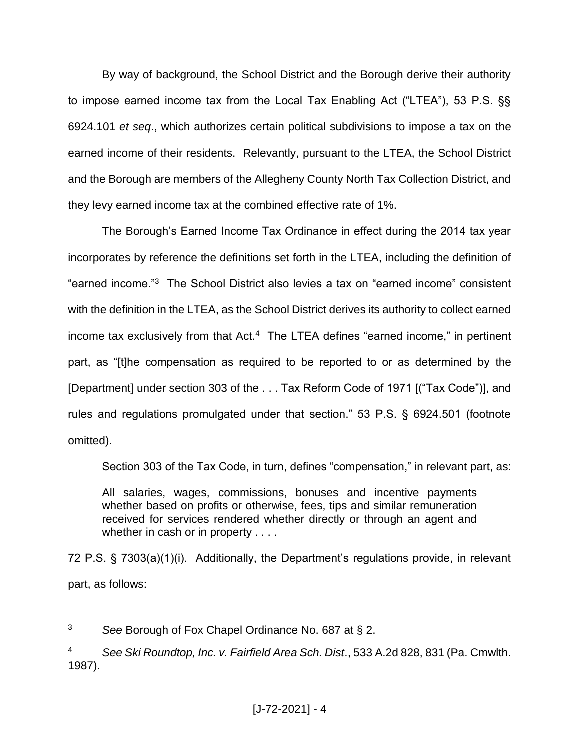By way of background, the School District and the Borough derive their authority to impose earned income tax from the Local Tax Enabling Act ("LTEA"), 53 P.S. §§ 6924.101 *et seq*., which authorizes certain political subdivisions to impose a tax on the earned income of their residents. Relevantly, pursuant to the LTEA, the School District and the Borough are members of the Allegheny County North Tax Collection District, and they levy earned income tax at the combined effective rate of 1%.

The Borough's Earned Income Tax Ordinance in effect during the 2014 tax year incorporates by reference the definitions set forth in the LTEA, including the definition of "earned income."[3] The School District also levies a tax on "earned income" consistent with the definition in the LTEA, as the School District derives its authority to collect earned income tax exclusively from that Act.[4] The LTEA defines "earned income," in pertinent part, as "[t]he compensation as required to be reported to or as determined by the [Department] under section 303 of the . . . Tax Reform Code of 1971 [("Tax Code")], and rules and regulations promulgated under that section." 53 P.S. § 6924.501 (footnote omitted).

Section 303 of the Tax Code, in turn, defines "compensation," in relevant part, as:

> All salaries, wages, commissions, bonuses and incentive payments whether based on profits or otherwise, fees, tips and similar remuneration received for services rendered whether directly or through an agent and whether in cash or in property . . . .

72 P.S. § 7303(a)(1)(i). Additionally, the Department's regulations provide, in relevant part, as follows:

---

[3] *See* Borough of Fox Chapel Ordinance No. 687 at § 2.

[4] *See Ski Roundtop, Inc. v. Fairfield Area Sch. Dist*., 533 A.2d 828, 831 (Pa. Cmwlth. 1987).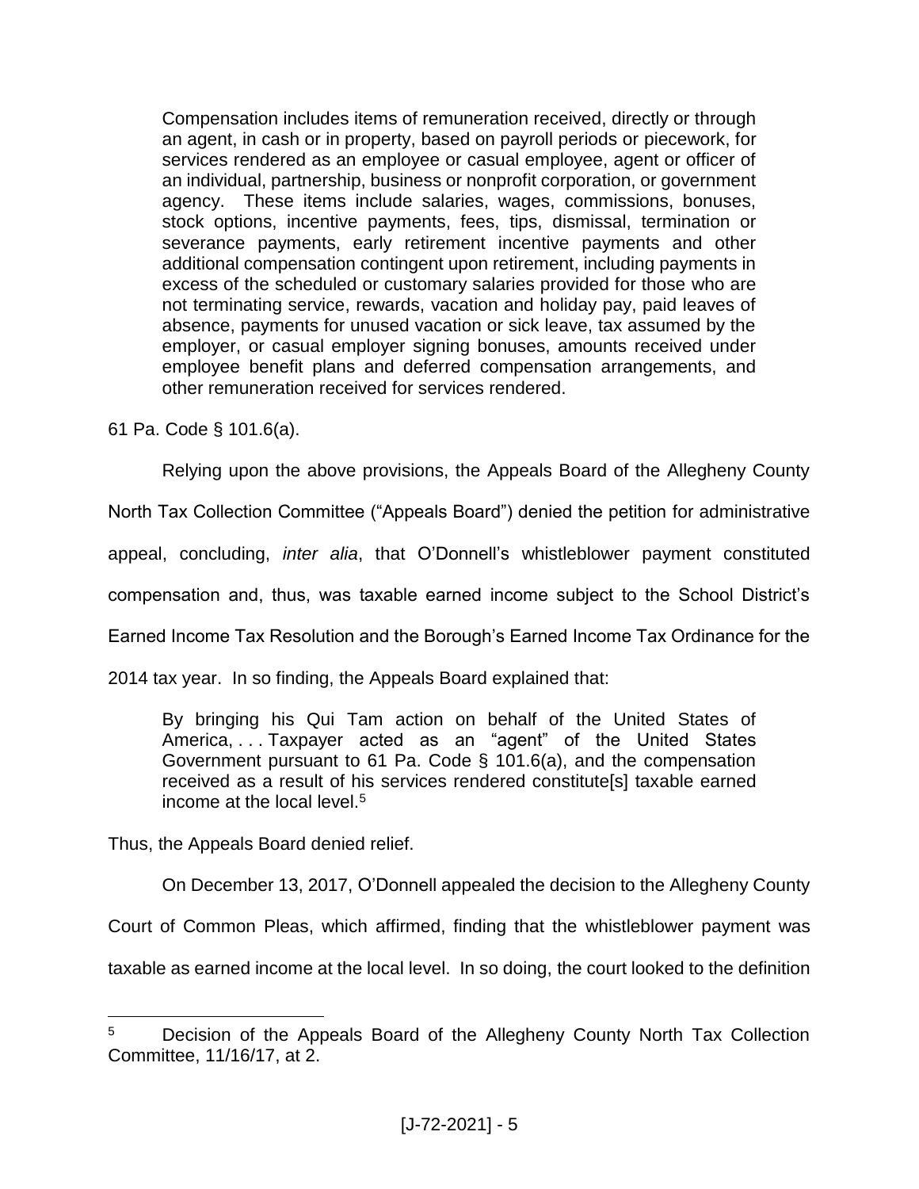> Compensation includes items of remuneration received, directly or through an agent, in cash or in property, based on payroll periods or piecework, for services rendered as an employee or casual employee, agent or officer of an individual, partnership, business or nonprofit corporation, or government agency. These items include salaries, wages, commissions, bonuses, stock options, incentive payments, fees, tips, dismissal, termination or severance payments, early retirement incentive payments and other additional compensation contingent upon retirement, including payments in excess of the scheduled or customary salaries provided for those who are not terminating service, rewards, vacation and holiday pay, paid leaves of absence, payments for unused vacation or sick leave, tax assumed by the employer, or casual employer signing bonuses, amounts received under employee benefit plans and deferred compensation arrangements, and other remuneration received for services rendered.

61 Pa. Code § 101.6(a).

Relying upon the above provisions, the Appeals Board of the Allegheny County North Tax Collection Committee ("Appeals Board") denied the petition for administrative appeal, concluding, *inter alia*, that O'Donnell's whistleblower payment constituted compensation and, thus, was taxable earned income subject to the School District's Earned Income Tax Resolution and the Borough's Earned Income Tax Ordinance for the 2014 tax year. In so finding, the Appeals Board explained that:

> By bringing his Qui Tam action on behalf of the United States of America, . . . Taxpayer acted as an "agent" of the United States Government pursuant to 61 Pa. Code § 101.6(a), and the compensation received as a result of his services rendered constitute[s] taxable earned income at the local level.[5]

Thus, the Appeals Board denied relief.

On December 13, 2017, O'Donnell appealed the decision to the Allegheny County Court of Common Pleas, which affirmed, finding that the whistleblower payment was taxable as earned income at the local level. In so doing, the court looked to the definition

---

[5] Decision of the Appeals Board of the Allegheny County North Tax Collection Committee, 11/16/17, at 2.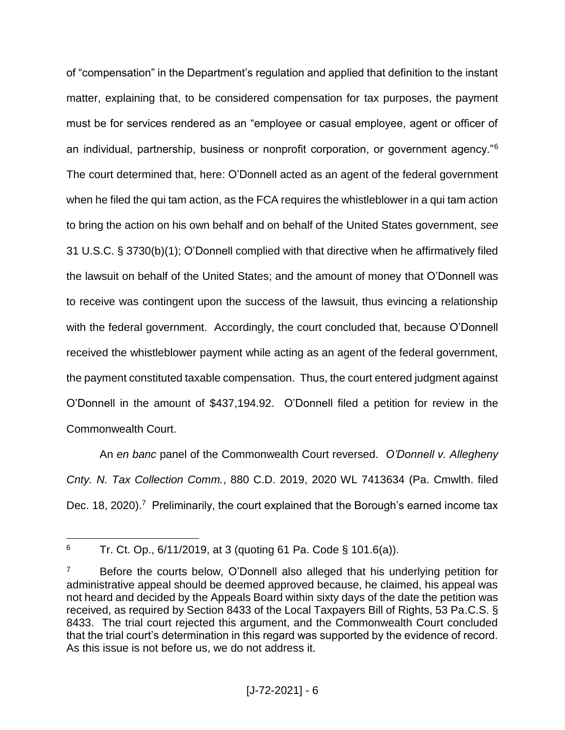of "compensation" in the Department's regulation and applied that definition to the instant matter, explaining that, to be considered compensation for tax purposes, the payment must be for services rendered as an "employee or casual employee, agent or officer of an individual, partnership, business or nonprofit corporation, or government agency."[6] The court determined that, here: O'Donnell acted as an agent of the federal government when he filed the qui tam action, as the FCA requires the whistleblower in a qui tam action to bring the action on his own behalf and on behalf of the United States government, *see* 31 U.S.C. § 3730(b)(1); O'Donnell complied with that directive when he affirmatively filed the lawsuit on behalf of the United States; and the amount of money that O'Donnell was to receive was contingent upon the success of the lawsuit, thus evincing a relationship with the federal government. Accordingly, the court concluded that, because O'Donnell received the whistleblower payment while acting as an agent of the federal government, the payment constituted taxable compensation. Thus, the court entered judgment against O'Donnell in the amount of $437,194.92. O'Donnell filed a petition for review in the Commonwealth Court.

An *en banc* panel of the Commonwealth Court reversed. *O'Donnell v. Allegheny Cnty. N. Tax Collection Comm.*, 880 C.D. 2019, 2020 WL 7413634 (Pa. Cmwlth. filed Dec. 18, 2020).[7] Preliminarily, the court explained that the Borough's earned income tax

---

[6] Tr. Ct. Op., 6/11/2019, at 3 (quoting 61 Pa. Code § 101.6(a)).

[7] Before the courts below, O'Donnell also alleged that his underlying petition for administrative appeal should be deemed approved because, he claimed, his appeal was not heard and decided by the Appeals Board within sixty days of the date the petition was received, as required by Section 8433 of the Local Taxpayers Bill of Rights, 53 Pa.C.S. § 8433. The trial court rejected this argument, and the Commonwealth Court concluded that the trial court's determination in this regard was supported by the evidence of record. As this issue is not before us, we do not address it.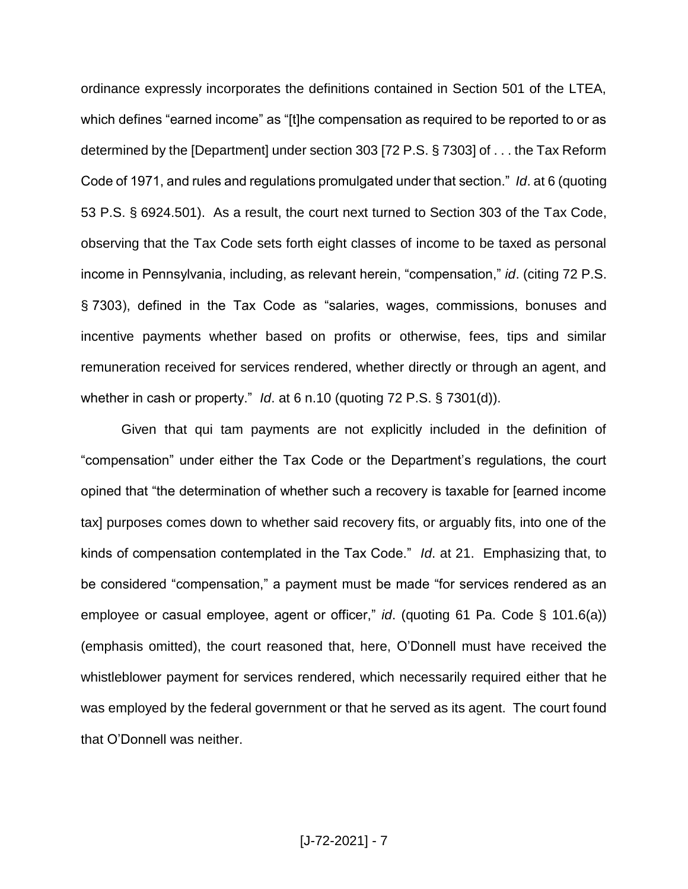ordinance expressly incorporates the definitions contained in Section 501 of the LTEA, which defines "earned income" as "[t]he compensation as required to be reported to or as determined by the [Department] under section 303 [72 P.S. § 7303] of . . . the Tax Reform Code of 1971, and rules and regulations promulgated under that section." *Id*. at 6 (quoting 53 P.S. § 6924.501). As a result, the court next turned to Section 303 of the Tax Code, observing that the Tax Code sets forth eight classes of income to be taxed as personal income in Pennsylvania, including, as relevant herein, "compensation," *id*. (citing 72 P.S. § 7303), defined in the Tax Code as "salaries, wages, commissions, bonuses and incentive payments whether based on profits or otherwise, fees, tips and similar remuneration received for services rendered, whether directly or through an agent, and whether in cash or property." *Id*. at 6 n.10 (quoting 72 P.S. § 7301(d)).

Given that qui tam payments are not explicitly included in the definition of "compensation" under either the Tax Code or the Department's regulations, the court opined that "the determination of whether such a recovery is taxable for [earned income tax] purposes comes down to whether said recovery fits, or arguably fits, into one of the kinds of compensation contemplated in the Tax Code." *Id*. at 21. Emphasizing that, to be considered "compensation," a payment must be made "for services rendered as an employee or casual employee, agent or officer," *id*. (quoting 61 Pa. Code § 101.6(a)) (emphasis omitted), the court reasoned that, here, O'Donnell must have received the whistleblower payment for services rendered, which necessarily required either that he was employed by the federal government or that he served as its agent. The court found that O'Donnell was neither.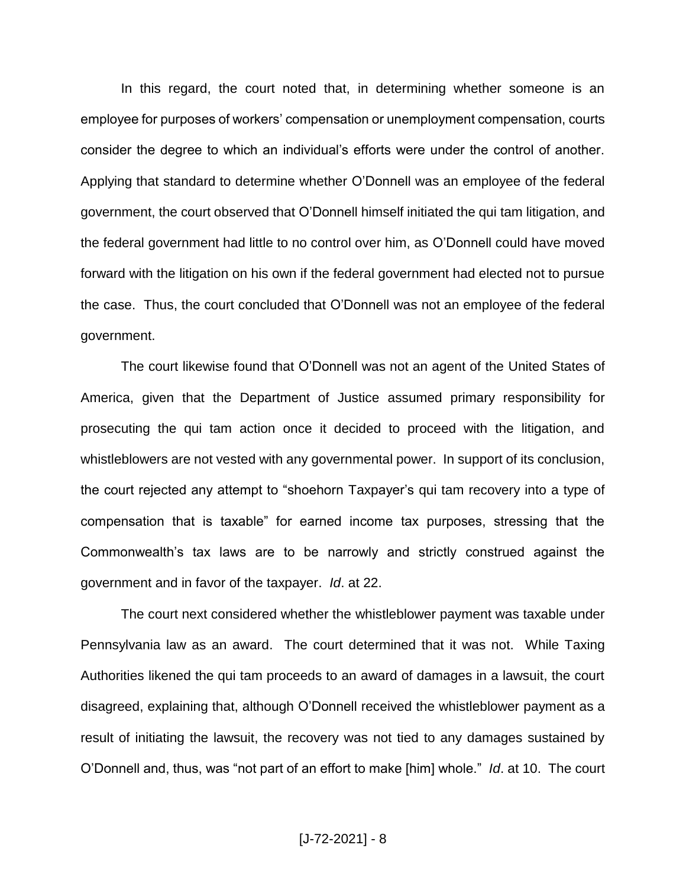In this regard, the court noted that, in determining whether someone is an employee for purposes of workers' compensation or unemployment compensation, courts consider the degree to which an individual's efforts were under the control of another. Applying that standard to determine whether O'Donnell was an employee of the federal government, the court observed that O'Donnell himself initiated the qui tam litigation, and the federal government had little to no control over him, as O'Donnell could have moved forward with the litigation on his own if the federal government had elected not to pursue the case. Thus, the court concluded that O'Donnell was not an employee of the federal government.

The court likewise found that O'Donnell was not an agent of the United States of America, given that the Department of Justice assumed primary responsibility for prosecuting the qui tam action once it decided to proceed with the litigation, and whistleblowers are not vested with any governmental power. In support of its conclusion, the court rejected any attempt to "shoehorn Taxpayer's qui tam recovery into a type of compensation that is taxable" for earned income tax purposes, stressing that the Commonwealth's tax laws are to be narrowly and strictly construed against the government and in favor of the taxpayer. *Id*. at 22.

The court next considered whether the whistleblower payment was taxable under Pennsylvania law as an award. The court determined that it was not. While Taxing Authorities likened the qui tam proceeds to an award of damages in a lawsuit, the court disagreed, explaining that, although O'Donnell received the whistleblower payment as a result of initiating the lawsuit, the recovery was not tied to any damages sustained by O'Donnell and, thus, was "not part of an effort to make [him] whole." *Id*. at 10. The court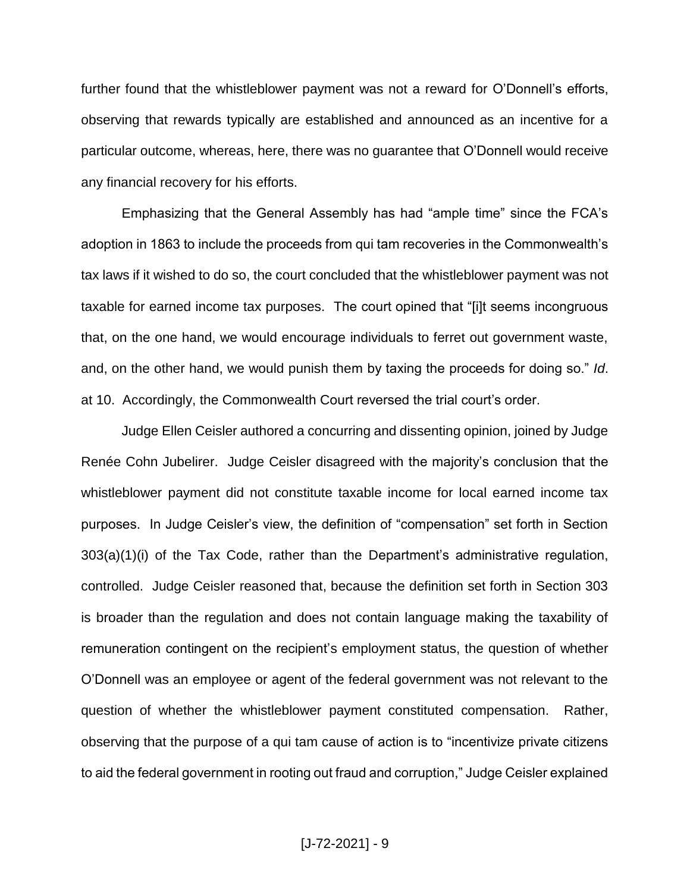further found that the whistleblower payment was not a reward for O'Donnell's efforts, observing that rewards typically are established and announced as an incentive for a particular outcome, whereas, here, there was no guarantee that O'Donnell would receive any financial recovery for his efforts.

Emphasizing that the General Assembly has had "ample time" since the FCA's adoption in 1863 to include the proceeds from qui tam recoveries in the Commonwealth's tax laws if it wished to do so, the court concluded that the whistleblower payment was not taxable for earned income tax purposes. The court opined that "[i]t seems incongruous that, on the one hand, we would encourage individuals to ferret out government waste, and, on the other hand, we would punish them by taxing the proceeds for doing so." *Id*. at 10. Accordingly, the Commonwealth Court reversed the trial court's order.

Judge Ellen Ceisler authored a concurring and dissenting opinion, joined by Judge Renée Cohn Jubelirer. Judge Ceisler disagreed with the majority's conclusion that the whistleblower payment did not constitute taxable income for local earned income tax purposes. In Judge Ceisler's view, the definition of "compensation" set forth in Section 303(a)(1)(i) of the Tax Code, rather than the Department's administrative regulation, controlled. Judge Ceisler reasoned that, because the definition set forth in Section 303 is broader than the regulation and does not contain language making the taxability of remuneration contingent on the recipient's employment status, the question of whether O'Donnell was an employee or agent of the federal government was not relevant to the question of whether the whistleblower payment constituted compensation. Rather, observing that the purpose of a qui tam cause of action is to "incentivize private citizens to aid the federal government in rooting out fraud and corruption," Judge Ceisler explained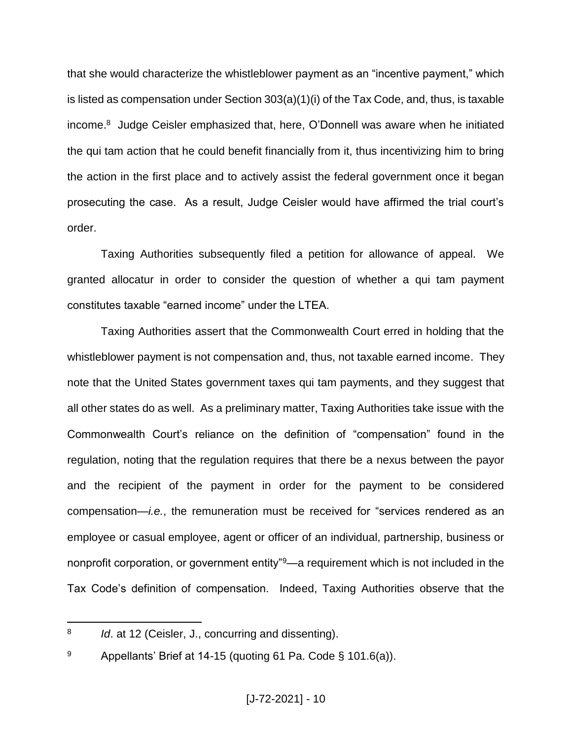that she would characterize the whistleblower payment as an "incentive payment," which is listed as compensation under Section 303(a)(1)(i) of the Tax Code, and, thus, is taxable income.[8] Judge Ceisler emphasized that, here, O'Donnell was aware when he initiated the qui tam action that he could benefit financially from it, thus incentivizing him to bring the action in the first place and to actively assist the federal government once it began prosecuting the case. As a result, Judge Ceisler would have affirmed the trial court's order.

Taxing Authorities subsequently filed a petition for allowance of appeal. We granted allocatur in order to consider the question of whether a qui tam payment constitutes taxable "earned income" under the LTEA.

Taxing Authorities assert that the Commonwealth Court erred in holding that the whistleblower payment is not compensation and, thus, not taxable earned income. They note that the United States government taxes qui tam payments, and they suggest that all other states do as well. As a preliminary matter, Taxing Authorities take issue with the Commonwealth Court's reliance on the definition of "compensation" found in the regulation, noting that the regulation requires that there be a nexus between the payor and the recipient of the payment in order for the payment to be considered compensation—*i.e.*, the remuneration must be received for "services rendered as an employee or casual employee, agent or officer of an individual, partnership, business or nonprofit corporation, or government entity"[9]—a requirement which is not included in the Tax Code's definition of compensation. Indeed, Taxing Authorities observe that the

---

[8] *Id*. at 12 (Ceisler, J., concurring and dissenting).

[9] Appellants' Brief at 14-15 (quoting 61 Pa. Code § 101.6(a)).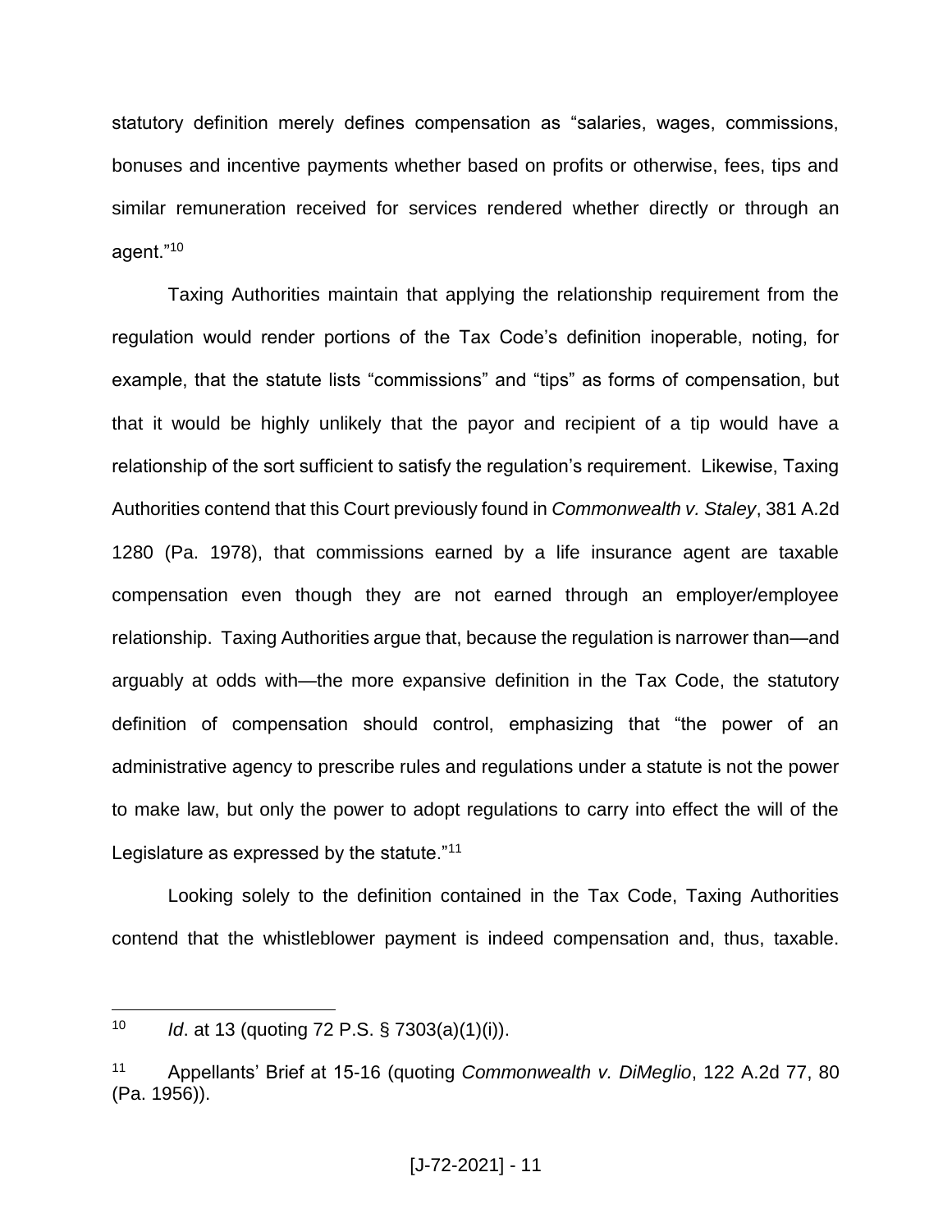statutory definition merely defines compensation as "salaries, wages, commissions, bonuses and incentive payments whether based on profits or otherwise, fees, tips and similar remuneration received for services rendered whether directly or through an agent."[10]

Taxing Authorities maintain that applying the relationship requirement from the regulation would render portions of the Tax Code's definition inoperable, noting, for example, that the statute lists "commissions" and "tips" as forms of compensation, but that it would be highly unlikely that the payor and recipient of a tip would have a relationship of the sort sufficient to satisfy the regulation's requirement. Likewise, Taxing Authorities contend that this Court previously found in *Commonwealth v. Staley*, 381 A.2d 1280 (Pa. 1978), that commissions earned by a life insurance agent are taxable compensation even though they are not earned through an employer/employee relationship. Taxing Authorities argue that, because the regulation is narrower than—and arguably at odds with—the more expansive definition in the Tax Code, the statutory definition of compensation should control, emphasizing that "the power of an administrative agency to prescribe rules and regulations under a statute is not the power to make law, but only the power to adopt regulations to carry into effect the will of the Legislature as expressed by the statute."[11]

Looking solely to the definition contained in the Tax Code, Taxing Authorities contend that the whistleblower payment is indeed compensation and, thus, taxable.

---

[10] *Id*. at 13 (quoting 72 P.S. § 7303(a)(1)(i)).

[11] Appellants' Brief at 15-16 (quoting *Commonwealth v. DiMeglio*, 122 A.2d 77, 80 (Pa. 1956)).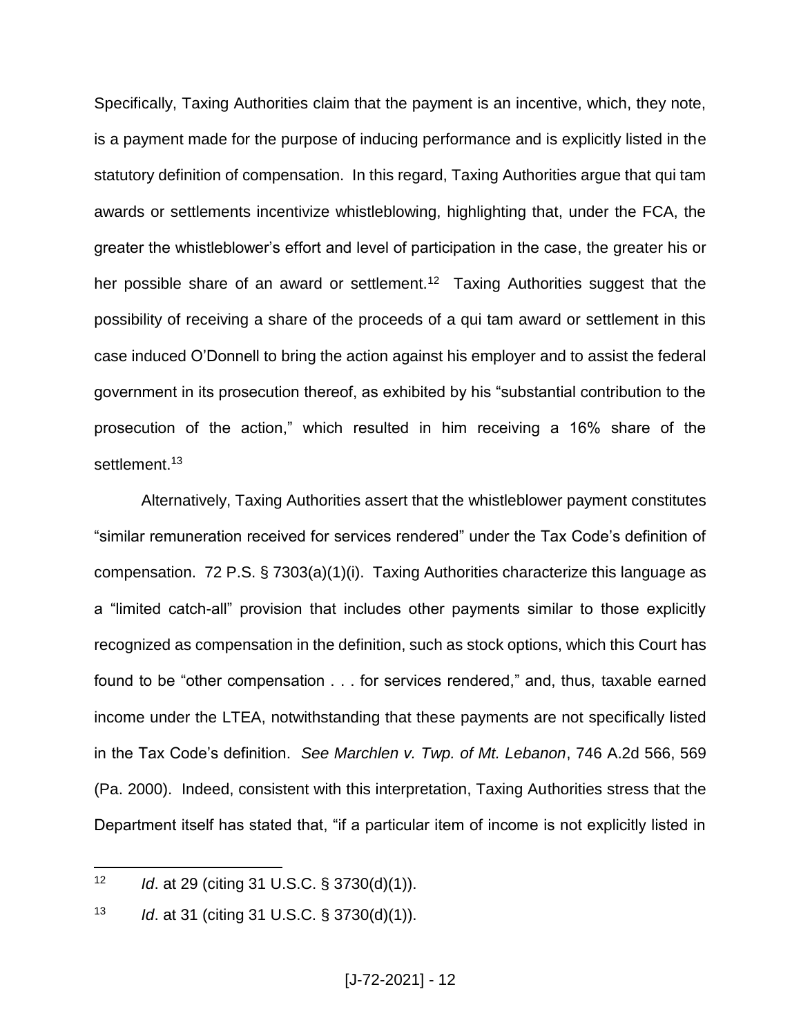Specifically, Taxing Authorities claim that the payment is an incentive, which, they note, is a payment made for the purpose of inducing performance and is explicitly listed in the statutory definition of compensation. In this regard, Taxing Authorities argue that qui tam awards or settlements incentivize whistleblowing, highlighting that, under the FCA, the greater the whistleblower's effort and level of participation in the case, the greater his or her possible share of an award or settlement.[12] Taxing Authorities suggest that the possibility of receiving a share of the proceeds of a qui tam award or settlement in this case induced O'Donnell to bring the action against his employer and to assist the federal government in its prosecution thereof, as exhibited by his "substantial contribution to the prosecution of the action," which resulted in him receiving a 16% share of the settlement.[13]

Alternatively, Taxing Authorities assert that the whistleblower payment constitutes "similar remuneration received for services rendered" under the Tax Code's definition of compensation. 72 P.S. § 7303(a)(1)(i). Taxing Authorities characterize this language as a "limited catch-all" provision that includes other payments similar to those explicitly recognized as compensation in the definition, such as stock options, which this Court has found to be "other compensation . . . for services rendered," and, thus, taxable earned income under the LTEA, notwithstanding that these payments are not specifically listed in the Tax Code's definition. *See Marchlen v. Twp. of Mt. Lebanon*, 746 A.2d 566, 569 (Pa. 2000). Indeed, consistent with this interpretation, Taxing Authorities stress that the Department itself has stated that, "if a particular item of income is not explicitly listed in

---

[12] *Id*. at 29 (citing 31 U.S.C. § 3730(d)(1)).

[13] *Id*. at 31 (citing 31 U.S.C. § 3730(d)(1)).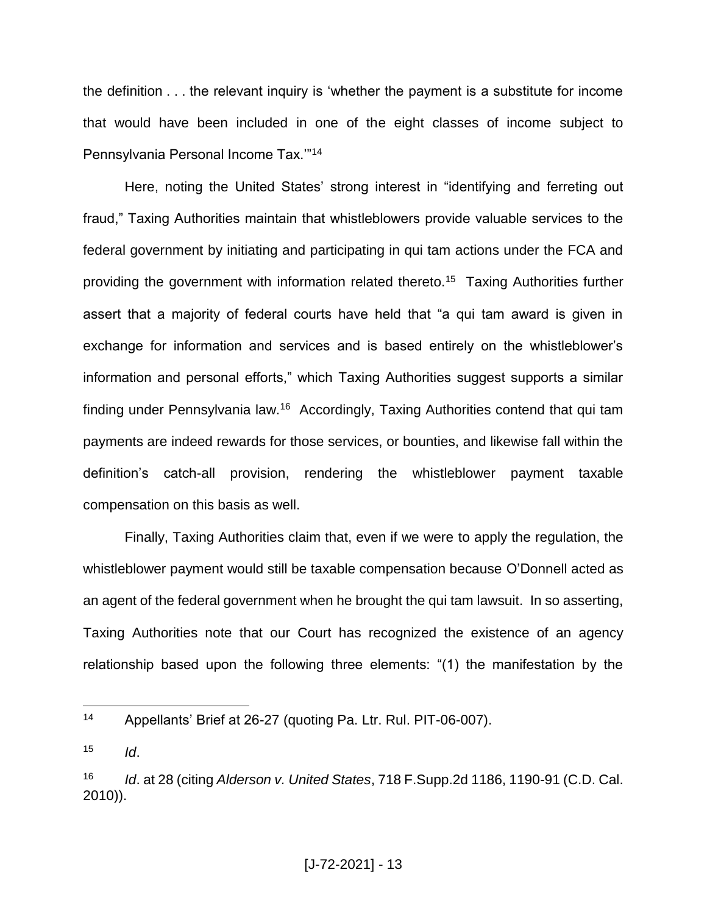the definition . . . the relevant inquiry is 'whether the payment is a substitute for income that would have been included in one of the eight classes of income subject to Pennsylvania Personal Income Tax.'"[14]

Here, noting the United States' strong interest in "identifying and ferreting out fraud," Taxing Authorities maintain that whistleblowers provide valuable services to the federal government by initiating and participating in qui tam actions under the FCA and providing the government with information related thereto.[15] Taxing Authorities further assert that a majority of federal courts have held that "a qui tam award is given in exchange for information and services and is based entirely on the whistleblower's information and personal efforts," which Taxing Authorities suggest supports a similar finding under Pennsylvania law.[16] Accordingly, Taxing Authorities contend that qui tam payments are indeed rewards for those services, or bounties, and likewise fall within the definition's catch-all provision, rendering the whistleblower payment taxable compensation on this basis as well.

Finally, Taxing Authorities claim that, even if we were to apply the regulation, the whistleblower payment would still be taxable compensation because O'Donnell acted as an agent of the federal government when he brought the qui tam lawsuit. In so asserting, Taxing Authorities note that our Court has recognized the existence of an agency relationship based upon the following three elements: "(1) the manifestation by the

---

[14] Appellants' Brief at 26-27 (quoting Pa. Ltr. Rul. PIT-06-007).

[15] *Id*.

[16] *Id*. at 28 (citing *Alderson v. United States*, 718 F.Supp.2d 1186, 1190-91 (C.D. Cal. 2010)).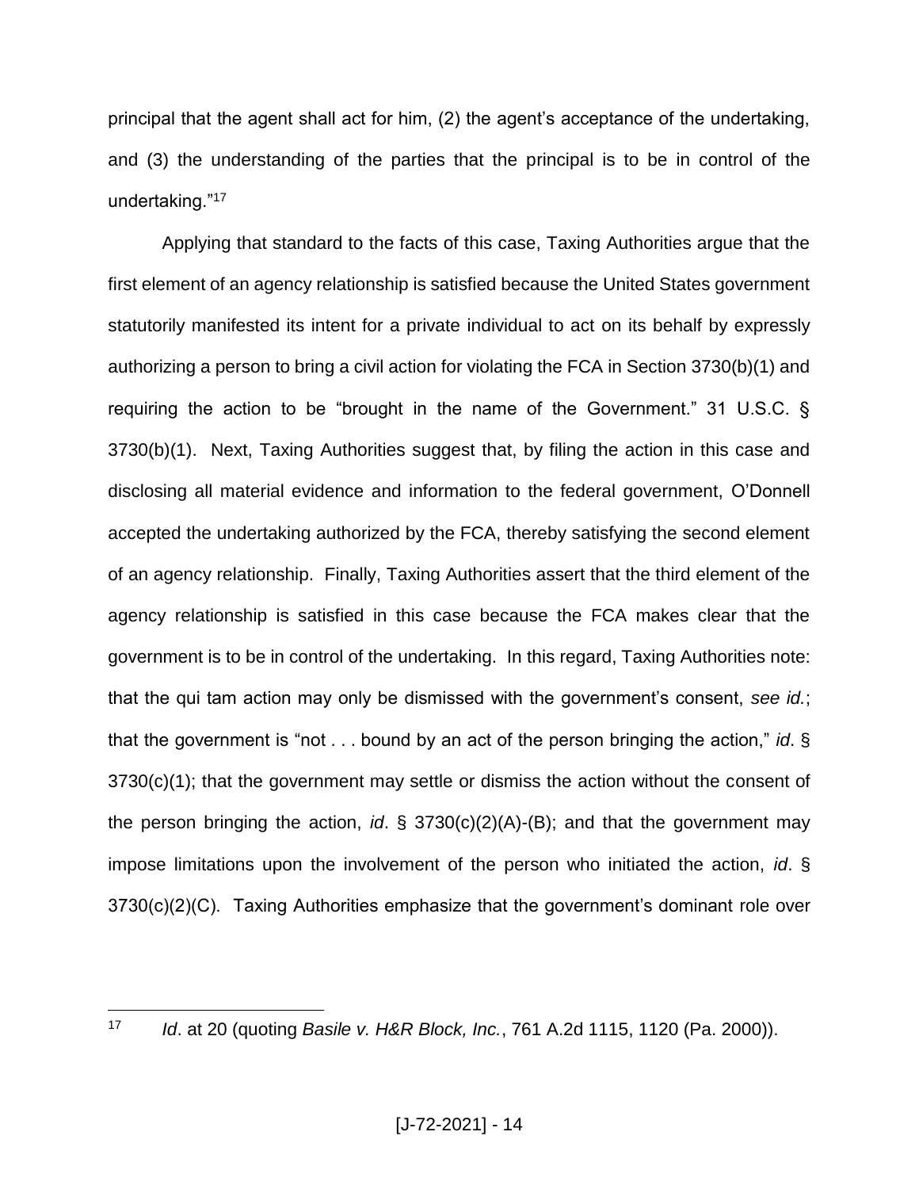principal that the agent shall act for him, (2) the agent's acceptance of the undertaking, and (3) the understanding of the parties that the principal is to be in control of the undertaking."[17]

Applying that standard to the facts of this case, Taxing Authorities argue that the first element of an agency relationship is satisfied because the United States government statutorily manifested its intent for a private individual to act on its behalf by expressly authorizing a person to bring a civil action for violating the FCA in Section 3730(b)(1) and requiring the action to be "brought in the name of the Government." 31 U.S.C. § 3730(b)(1). Next, Taxing Authorities suggest that, by filing the action in this case and disclosing all material evidence and information to the federal government, O'Donnell accepted the undertaking authorized by the FCA, thereby satisfying the second element of an agency relationship. Finally, Taxing Authorities assert that the third element of the agency relationship is satisfied in this case because the FCA makes clear that the government is to be in control of the undertaking. In this regard, Taxing Authorities note: that the qui tam action may only be dismissed with the government's consent, *see id.*; that the government is "not . . . bound by an act of the person bringing the action," *id*. § 3730(c)(1); that the government may settle or dismiss the action without the consent of the person bringing the action, *id*. § 3730(c)(2)(A)-(B); and that the government may impose limitations upon the involvement of the person who initiated the action, *id*. § 3730(c)(2)(C). Taxing Authorities emphasize that the government's dominant role over

---

[17] *Id*. at 20 (quoting *Basile v. H&R Block, Inc.*, 761 A.2d 1115, 1120 (Pa. 2000)).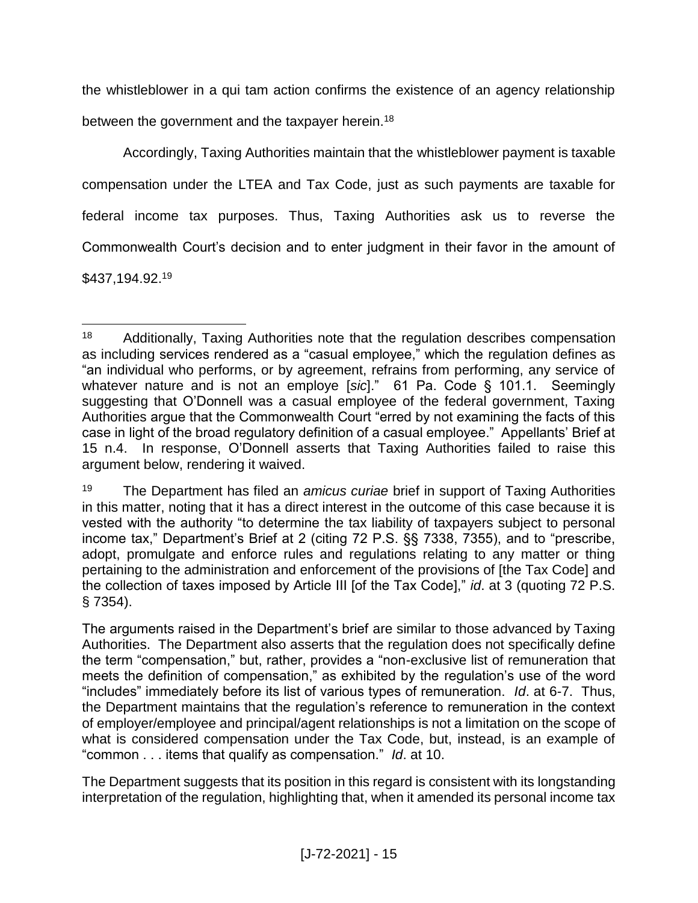the whistleblower in a qui tam action confirms the existence of an agency relationship between the government and the taxpayer herein.[18]

Accordingly, Taxing Authorities maintain that the whistleblower payment is taxable compensation under the LTEA and Tax Code, just as such payments are taxable for federal income tax purposes. Thus, Taxing Authorities ask us to reverse the Commonwealth Court's decision and to enter judgment in their favor in the amount of $437,194.92.[19]

---

[18] Additionally, Taxing Authorities note that the regulation describes compensation as including services rendered as a "casual employee," which the regulation defines as "an individual who performs, or by agreement, refrains from performing, any service of whatever nature and is not an employe [*sic*]." 61 Pa. Code § 101.1. Seemingly suggesting that O'Donnell was a casual employee of the federal government, Taxing Authorities argue that the Commonwealth Court "erred by not examining the facts of this case in light of the broad regulatory definition of a casual employee." Appellants' Brief at 15 n.4. In response, O'Donnell asserts that Taxing Authorities failed to raise this argument below, rendering it waived.

[19] The Department has filed an *amicus curiae* brief in support of Taxing Authorities in this matter, noting that it has a direct interest in the outcome of this case because it is vested with the authority "to determine the tax liability of taxpayers subject to personal income tax," Department's Brief at 2 (citing 72 P.S. §§ 7338, 7355), and to "prescribe, adopt, promulgate and enforce rules and regulations relating to any matter or thing pertaining to the administration and enforcement of the provisions of [the Tax Code] and the collection of taxes imposed by Article III [of the Tax Code]," *id*. at 3 (quoting 72 P.S. § 7354).

The arguments raised in the Department's brief are similar to those advanced by Taxing Authorities. The Department also asserts that the regulation does not specifically define the term "compensation," but, rather, provides a "non-exclusive list of remuneration that meets the definition of compensation," as exhibited by the regulation's use of the word "includes" immediately before its list of various types of remuneration. *Id*. at 6-7. Thus, the Department maintains that the regulation's reference to remuneration in the context of employer/employee and principal/agent relationships is not a limitation on the scope of what is considered compensation under the Tax Code, but, instead, is an example of "common . . . items that qualify as compensation." *Id*. at 10.

The Department suggests that its position in this regard is consistent with its longstanding interpretation of the regulation, highlighting that, when it amended its personal income tax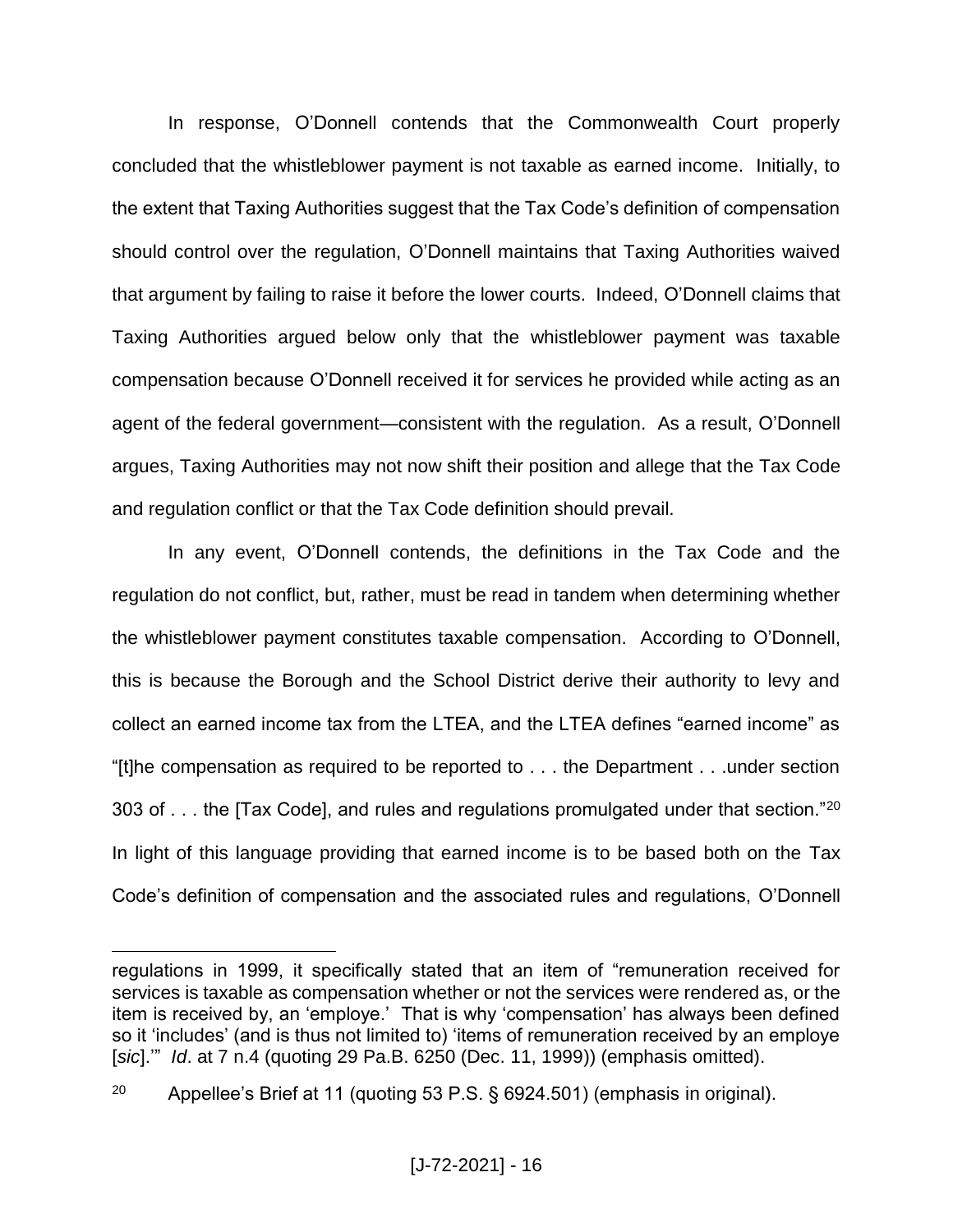In response, O'Donnell contends that the Commonwealth Court properly concluded that the whistleblower payment is not taxable as earned income. Initially, to the extent that Taxing Authorities suggest that the Tax Code's definition of compensation should control over the regulation, O'Donnell maintains that Taxing Authorities waived that argument by failing to raise it before the lower courts. Indeed, O'Donnell claims that Taxing Authorities argued below only that the whistleblower payment was taxable compensation because O'Donnell received it for services he provided while acting as an agent of the federal government—consistent with the regulation. As a result, O'Donnell argues, Taxing Authorities may not now shift their position and allege that the Tax Code and regulation conflict or that the Tax Code definition should prevail.

In any event, O'Donnell contends, the definitions in the Tax Code and the regulation do not conflict, but, rather, must be read in tandem when determining whether the whistleblower payment constitutes taxable compensation. According to O'Donnell, this is because the Borough and the School District derive their authority to levy and collect an earned income tax from the LTEA, and the LTEA defines "earned income" as "[t]he compensation as required to be reported to . . . the Department . . .under section 303 of . . . the [Tax Code], and rules and regulations promulgated under that section."[20] In light of this language providing that earned income is to be based both on the Tax Code's definition of compensation and the associated rules and regulations, O'Donnell

---

regulations in 1999, it specifically stated that an item of "remuneration received for services is taxable as compensation whether or not the services were rendered as, or the item is received by, an 'employe.' That is why 'compensation' has always been defined so it 'includes' (and is thus not limited to) 'items of remuneration received by an employe [*sic*].'" *Id*. at 7 n.4 (quoting 29 Pa.B. 6250 (Dec. 11, 1999)) (emphasis omitted).

[20] Appellee's Brief at 11 (quoting 53 P.S. § 6924.501) (emphasis in original).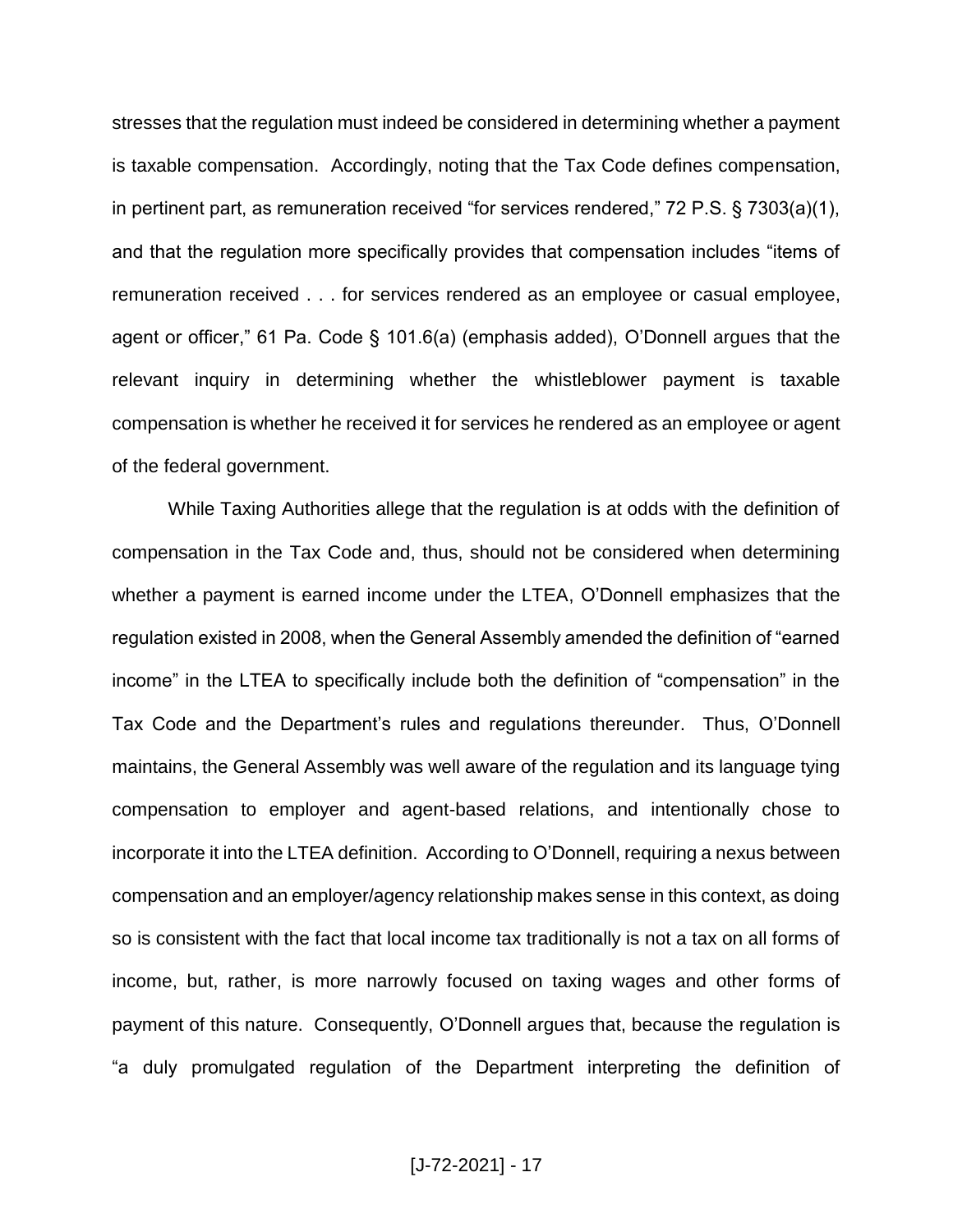stresses that the regulation must indeed be considered in determining whether a payment is taxable compensation. Accordingly, noting that the Tax Code defines compensation, in pertinent part, as remuneration received "for services rendered," 72 P.S. § 7303(a)(1), and that the regulation more specifically provides that compensation includes "items of remuneration received . . . for services rendered as an employee or casual employee, agent or officer," 61 Pa. Code § 101.6(a) (emphasis added), O'Donnell argues that the relevant inquiry in determining whether the whistleblower payment is taxable compensation is whether he received it for services he rendered as an employee or agent of the federal government.

While Taxing Authorities allege that the regulation is at odds with the definition of compensation in the Tax Code and, thus, should not be considered when determining whether a payment is earned income under the LTEA, O'Donnell emphasizes that the regulation existed in 2008, when the General Assembly amended the definition of "earned income" in the LTEA to specifically include both the definition of "compensation" in the Tax Code and the Department's rules and regulations thereunder. Thus, O'Donnell maintains, the General Assembly was well aware of the regulation and its language tying compensation to employer and agent-based relations, and intentionally chose to incorporate it into the LTEA definition. According to O'Donnell, requiring a nexus between compensation and an employer/agency relationship makes sense in this context, as doing so is consistent with the fact that local income tax traditionally is not a tax on all forms of income, but, rather, is more narrowly focused on taxing wages and other forms of payment of this nature. Consequently, O'Donnell argues that, because the regulation is "a duly promulgated regulation of the Department interpreting the definition of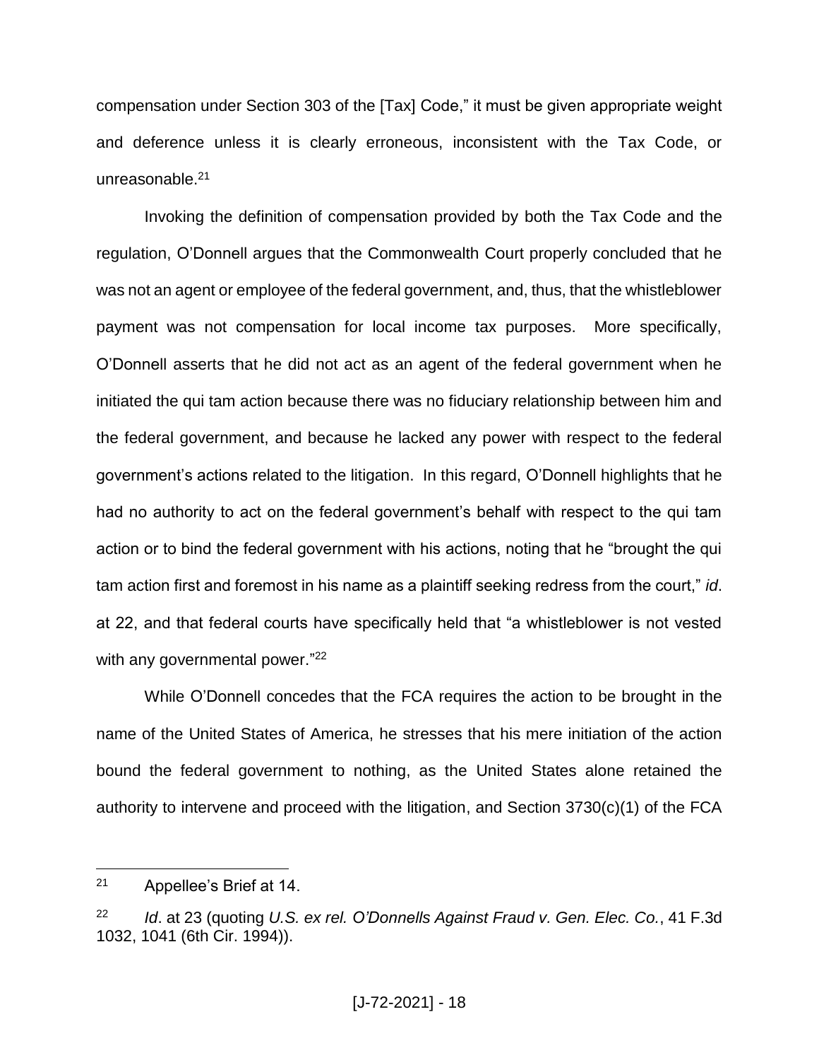compensation under Section 303 of the [Tax] Code," it must be given appropriate weight and deference unless it is clearly erroneous, inconsistent with the Tax Code, or unreasonable.[21]

Invoking the definition of compensation provided by both the Tax Code and the regulation, O'Donnell argues that the Commonwealth Court properly concluded that he was not an agent or employee of the federal government, and, thus, that the whistleblower payment was not compensation for local income tax purposes. More specifically, O'Donnell asserts that he did not act as an agent of the federal government when he initiated the qui tam action because there was no fiduciary relationship between him and the federal government, and because he lacked any power with respect to the federal government's actions related to the litigation. In this regard, O'Donnell highlights that he had no authority to act on the federal government's behalf with respect to the qui tam action or to bind the federal government with his actions, noting that he "brought the qui tam action first and foremost in his name as a plaintiff seeking redress from the court," *id*. at 22, and that federal courts have specifically held that "a whistleblower is not vested with any governmental power."[22]

While O'Donnell concedes that the FCA requires the action to be brought in the name of the United States of America, he stresses that his mere initiation of the action bound the federal government to nothing, as the United States alone retained the authority to intervene and proceed with the litigation, and Section 3730(c)(1) of the FCA

---

[21] Appellee's Brief at 14.

[22] *Id*. at 23 (quoting *U.S. ex rel. O'Donnells Against Fraud v. Gen. Elec. Co.*, 41 F.3d 1032, 1041 (6th Cir. 1994)).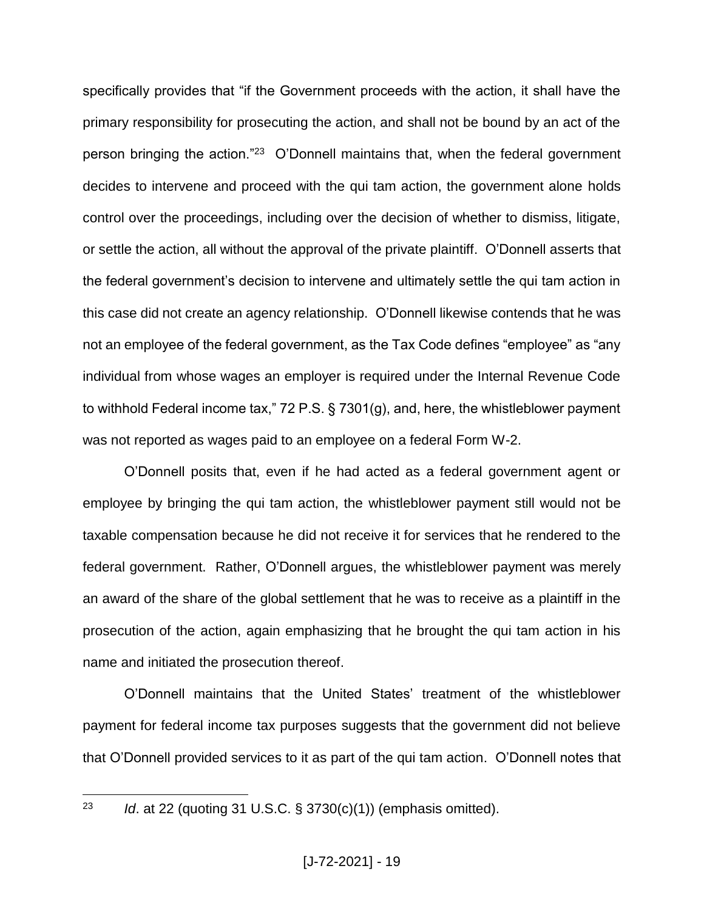specifically provides that "if the Government proceeds with the action, it shall have the primary responsibility for prosecuting the action, and shall not be bound by an act of the person bringing the action."[23] O'Donnell maintains that, when the federal government decides to intervene and proceed with the qui tam action, the government alone holds control over the proceedings, including over the decision of whether to dismiss, litigate, or settle the action, all without the approval of the private plaintiff. O'Donnell asserts that the federal government's decision to intervene and ultimately settle the qui tam action in this case did not create an agency relationship. O'Donnell likewise contends that he was not an employee of the federal government, as the Tax Code defines "employee" as "any individual from whose wages an employer is required under the Internal Revenue Code to withhold Federal income tax," 72 P.S. § 7301(g), and, here, the whistleblower payment was not reported as wages paid to an employee on a federal Form W-2.

O'Donnell posits that, even if he had acted as a federal government agent or employee by bringing the qui tam action, the whistleblower payment still would not be taxable compensation because he did not receive it for services that he rendered to the federal government. Rather, O'Donnell argues, the whistleblower payment was merely an award of the share of the global settlement that he was to receive as a plaintiff in the prosecution of the action, again emphasizing that he brought the qui tam action in his name and initiated the prosecution thereof.

O'Donnell maintains that the United States' treatment of the whistleblower payment for federal income tax purposes suggests that the government did not believe that O'Donnell provided services to it as part of the qui tam action. O'Donnell notes that

[23] *Id*. at 22 (quoting 31 U.S.C. § 3730(c)(1)) (emphasis omitted).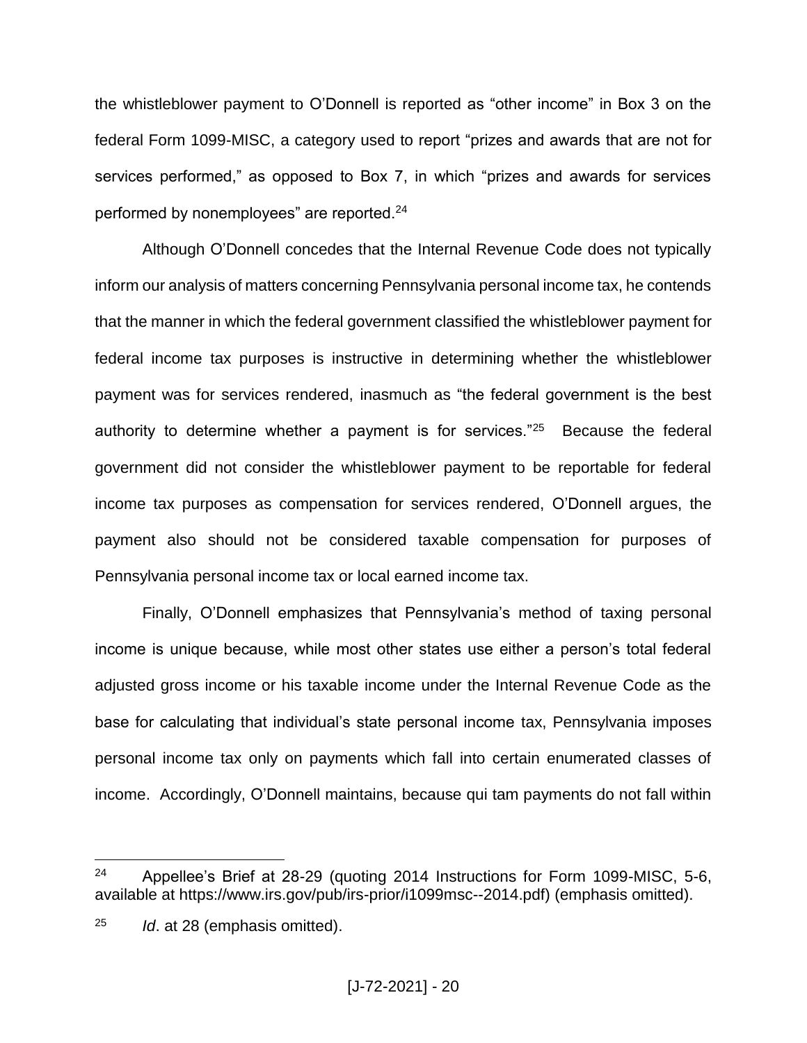the whistleblower payment to O'Donnell is reported as "other income" in Box 3 on the federal Form 1099-MISC, a category used to report "prizes and awards that are not for services performed," as opposed to Box 7, in which "prizes and awards for services performed by nonemployees" are reported.[24]

Although O'Donnell concedes that the Internal Revenue Code does not typically inform our analysis of matters concerning Pennsylvania personal income tax, he contends that the manner in which the federal government classified the whistleblower payment for federal income tax purposes is instructive in determining whether the whistleblower payment was for services rendered, inasmuch as "the federal government is the best authority to determine whether a payment is for services."[25] Because the federal government did not consider the whistleblower payment to be reportable for federal income tax purposes as compensation for services rendered, O'Donnell argues, the payment also should not be considered taxable compensation for purposes of Pennsylvania personal income tax or local earned income tax.

Finally, O'Donnell emphasizes that Pennsylvania's method of taxing personal income is unique because, while most other states use either a person's total federal adjusted gross income or his taxable income under the Internal Revenue Code as the base for calculating that individual's state personal income tax, Pennsylvania imposes personal income tax only on payments which fall into certain enumerated classes of income. Accordingly, O'Donnell maintains, because qui tam payments do not fall within

---

[24] Appellee's Brief at 28-29 (quoting 2014 Instructions for Form 1099-MISC, 5-6, available at https://www.irs.gov/pub/irs-prior/i1099msc--2014.pdf) (emphasis omitted).

[25] *Id*. at 28 (emphasis omitted).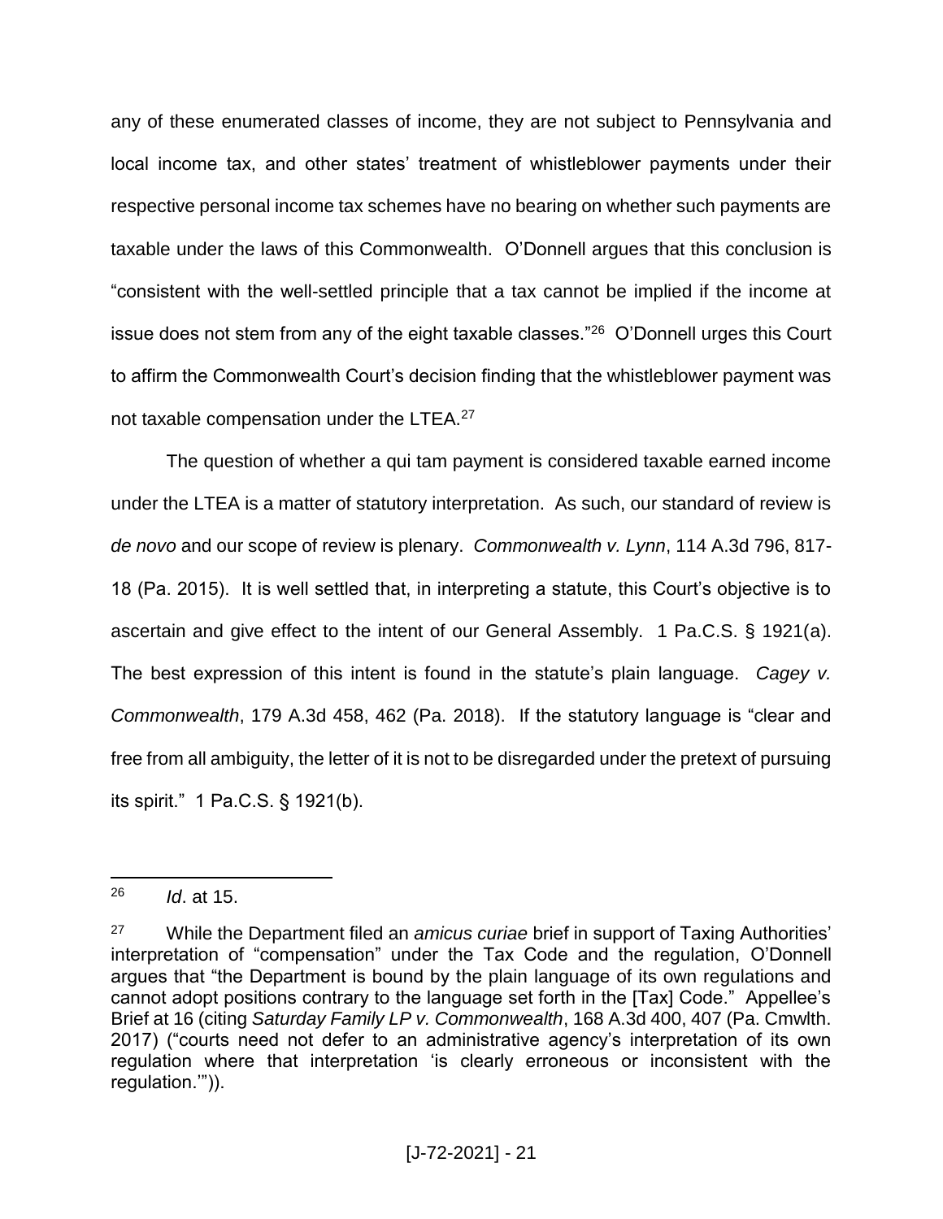any of these enumerated classes of income, they are not subject to Pennsylvania and local income tax, and other states' treatment of whistleblower payments under their respective personal income tax schemes have no bearing on whether such payments are taxable under the laws of this Commonwealth. O'Donnell argues that this conclusion is "consistent with the well-settled principle that a tax cannot be implied if the income at issue does not stem from any of the eight taxable classes."[26] O'Donnell urges this Court to affirm the Commonwealth Court's decision finding that the whistleblower payment was not taxable compensation under the LTEA.[27]

The question of whether a qui tam payment is considered taxable earned income under the LTEA is a matter of statutory interpretation. As such, our standard of review is *de novo* and our scope of review is plenary. *Commonwealth v. Lynn*, 114 A.3d 796, 817-18 (Pa. 2015). It is well settled that, in interpreting a statute, this Court's objective is to ascertain and give effect to the intent of our General Assembly. 1 Pa.C.S. § 1921(a). The best expression of this intent is found in the statute's plain language. *Cagey v. Commonwealth*, 179 A.3d 458, 462 (Pa. 2018). If the statutory language is "clear and free from all ambiguity, the letter of it is not to be disregarded under the pretext of pursuing its spirit." 1 Pa.C.S. § 1921(b).

---

[26] *Id*. at 15.

[27] While the Department filed an *amicus curiae* brief in support of Taxing Authorities' interpretation of "compensation" under the Tax Code and the regulation, O'Donnell argues that "the Department is bound by the plain language of its own regulations and cannot adopt positions contrary to the language set forth in the [Tax] Code." Appellee's Brief at 16 (citing *Saturday Family LP v. Commonwealth*, 168 A.3d 400, 407 (Pa. Cmwlth. 2017) ("courts need not defer to an administrative agency's interpretation of its own regulation where that interpretation 'is clearly erroneous or inconsistent with the regulation.'")).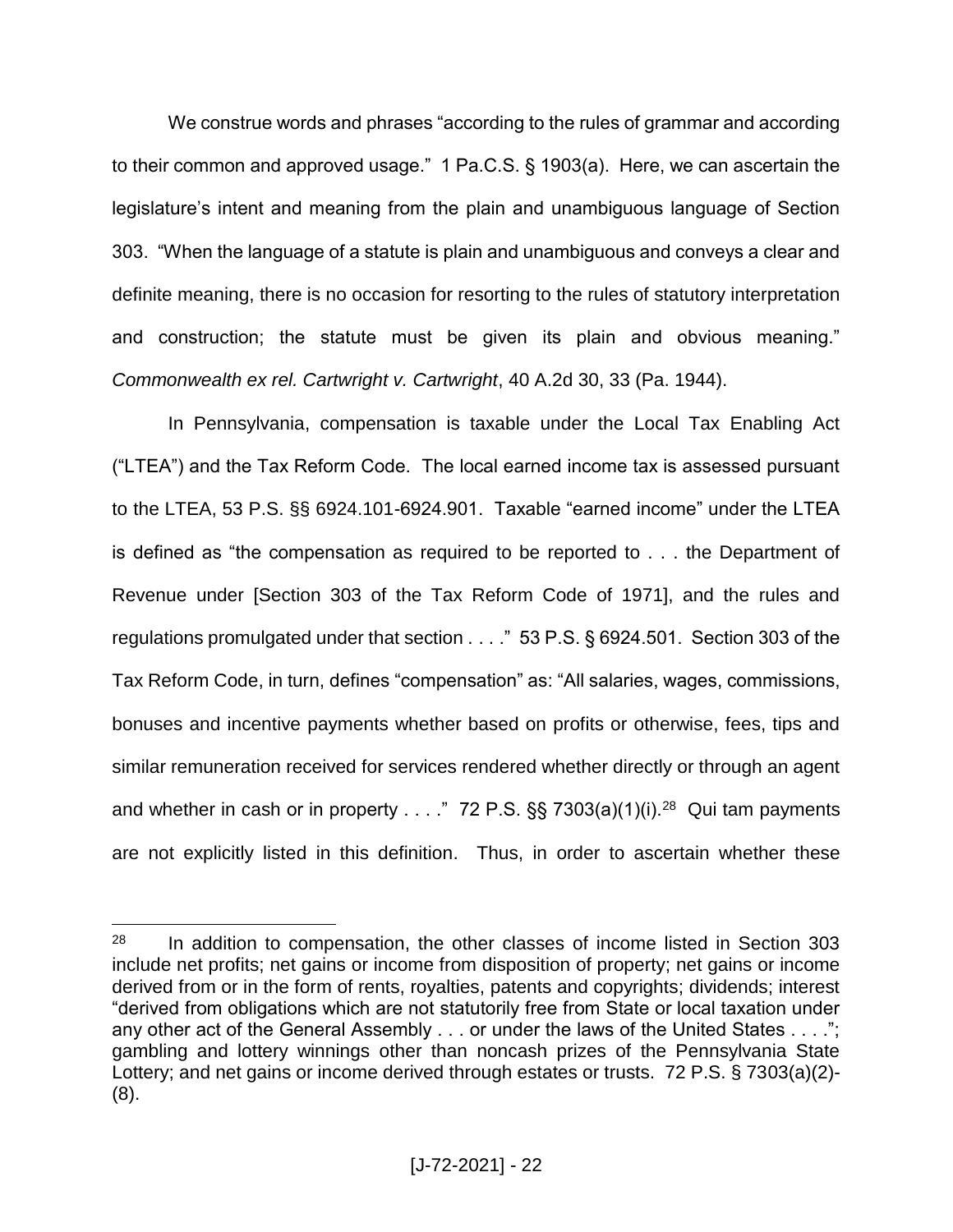We construe words and phrases "according to the rules of grammar and according to their common and approved usage." 1 Pa.C.S. § 1903(a). Here, we can ascertain the legislature's intent and meaning from the plain and unambiguous language of Section 303. "When the language of a statute is plain and unambiguous and conveys a clear and definite meaning, there is no occasion for resorting to the rules of statutory interpretation and construction; the statute must be given its plain and obvious meaning." *Commonwealth ex rel. Cartwright v. Cartwright*, 40 A.2d 30, 33 (Pa. 1944).

In Pennsylvania, compensation is taxable under the Local Tax Enabling Act ("LTEA") and the Tax Reform Code. The local earned income tax is assessed pursuant to the LTEA, 53 P.S. §§ 6924.101-6924.901. Taxable "earned income" under the LTEA is defined as "the compensation as required to be reported to . . . the Department of Revenue under [Section 303 of the Tax Reform Code of 1971], and the rules and regulations promulgated under that section . . . ." 53 P.S. § 6924.501. Section 303 of the Tax Reform Code, in turn, defines "compensation" as: "All salaries, wages, commissions, bonuses and incentive payments whether based on profits or otherwise, fees, tips and similar remuneration received for services rendered whether directly or through an agent and whether in cash or in property . . . ." 72 P.S. §§ 7303(a)(1)(i).[28] Qui tam payments are not explicitly listed in this definition. Thus, in order to ascertain whether these

---

[28] In addition to compensation, the other classes of income listed in Section 303 include net profits; net gains or income from disposition of property; net gains or income derived from or in the form of rents, royalties, patents and copyrights; dividends; interest "derived from obligations which are not statutorily free from State or local taxation under any other act of the General Assembly . . . or under the laws of the United States . . . ."; gambling and lottery winnings other than noncash prizes of the Pennsylvania State Lottery; and net gains or income derived through estates or trusts. 72 P.S. § 7303(a)(2)-(8).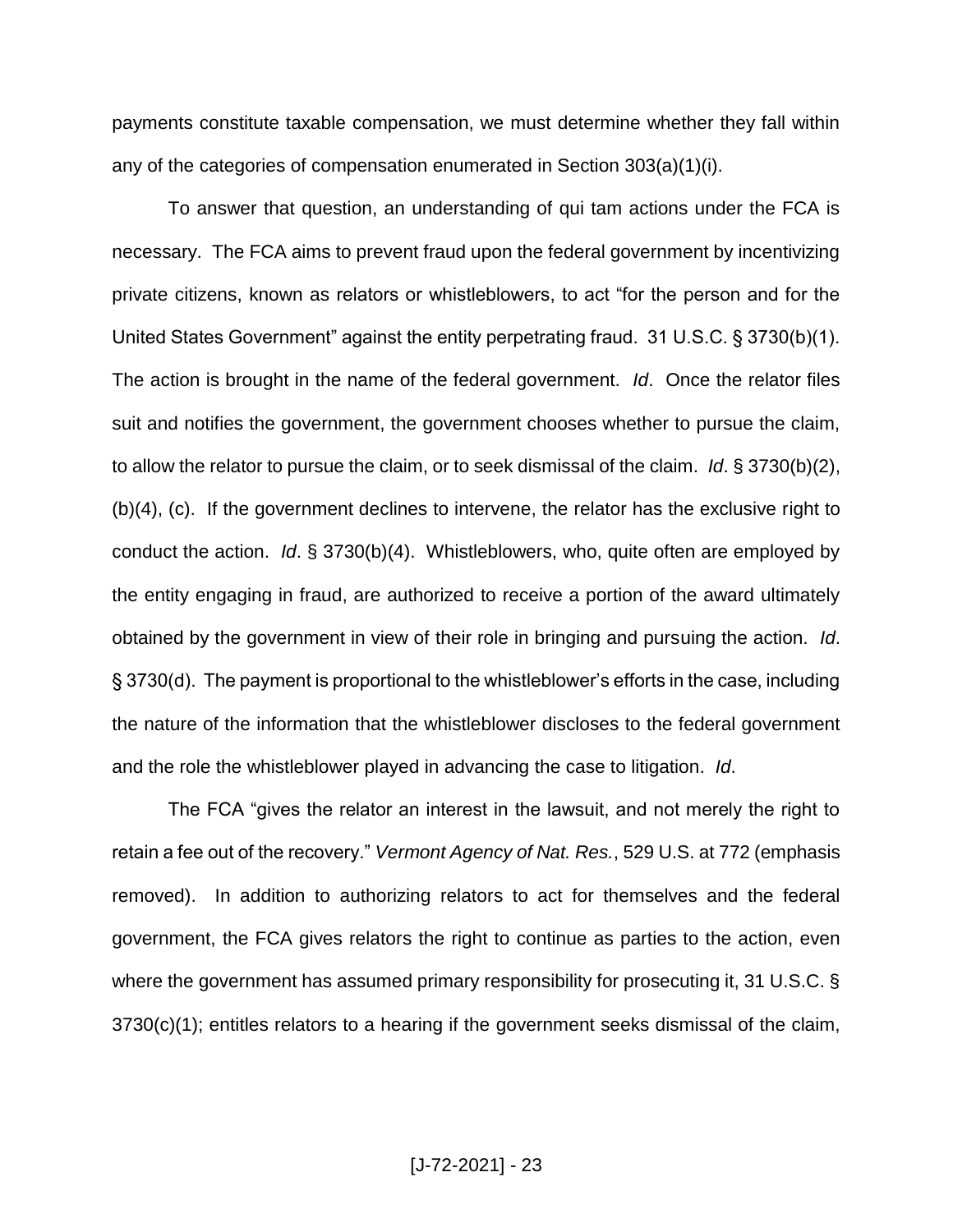payments constitute taxable compensation, we must determine whether they fall within any of the categories of compensation enumerated in Section 303(a)(1)(i).

To answer that question, an understanding of qui tam actions under the FCA is necessary. The FCA aims to prevent fraud upon the federal government by incentivizing private citizens, known as relators or whistleblowers, to act "for the person and for the United States Government" against the entity perpetrating fraud. 31 U.S.C. § 3730(b)(1). The action is brought in the name of the federal government. *Id*. Once the relator files suit and notifies the government, the government chooses whether to pursue the claim, to allow the relator to pursue the claim, or to seek dismissal of the claim. *Id*. § 3730(b)(2), (b)(4), (c). If the government declines to intervene, the relator has the exclusive right to conduct the action. *Id*. § 3730(b)(4). Whistleblowers, who, quite often are employed by the entity engaging in fraud, are authorized to receive a portion of the award ultimately obtained by the government in view of their role in bringing and pursuing the action. *Id*. § 3730(d). The payment is proportional to the whistleblower's efforts in the case, including the nature of the information that the whistleblower discloses to the federal government and the role the whistleblower played in advancing the case to litigation. *Id*.

The FCA "gives the relator an interest in the lawsuit, and not merely the right to retain a fee out of the recovery." *Vermont Agency of Nat. Res.*, 529 U.S. at 772 (emphasis removed). In addition to authorizing relators to act for themselves and the federal government, the FCA gives relators the right to continue as parties to the action, even where the government has assumed primary responsibility for prosecuting it, 31 U.S.C. § 3730(c)(1); entitles relators to a hearing if the government seeks dismissal of the claim,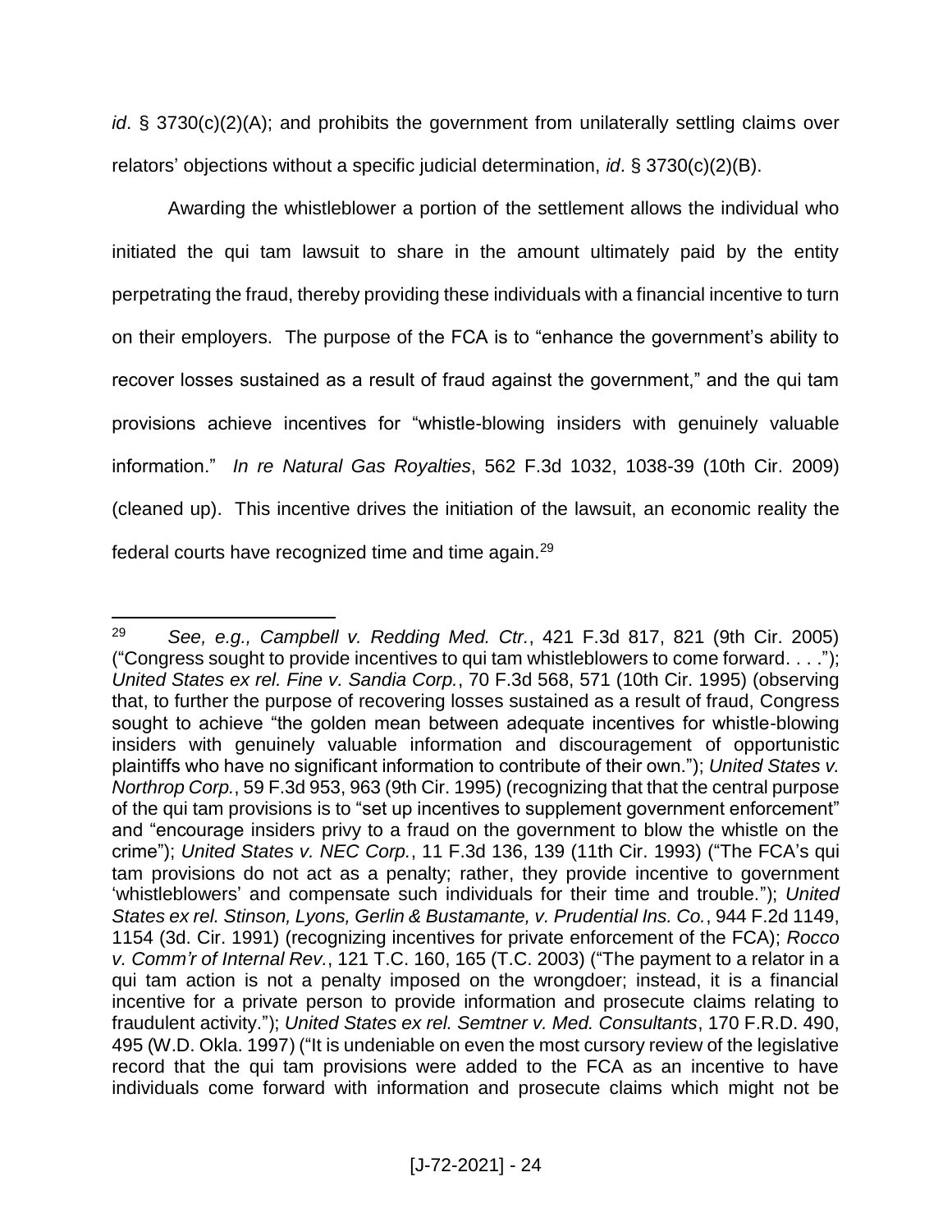*id*. § 3730(c)(2)(A); and prohibits the government from unilaterally settling claims over relators' objections without a specific judicial determination, *id*. § 3730(c)(2)(B).

Awarding the whistleblower a portion of the settlement allows the individual who initiated the qui tam lawsuit to share in the amount ultimately paid by the entity perpetrating the fraud, thereby providing these individuals with a financial incentive to turn on their employers. The purpose of the FCA is to "enhance the government's ability to recover losses sustained as a result of fraud against the government," and the qui tam provisions achieve incentives for "whistle-blowing insiders with genuinely valuable information." *In re Natural Gas Royalties*, 562 F.3d 1032, 1038-39 (10th Cir. 2009) (cleaned up). This incentive drives the initiation of the lawsuit, an economic reality the federal courts have recognized time and time again.[29]

---

[29] *See, e.g., Campbell v. Redding Med. Ctr.*, 421 F.3d 817, 821 (9th Cir. 2005) ("Congress sought to provide incentives to qui tam whistleblowers to come forward. . . ."); *United States ex rel. Fine v. Sandia Corp.*, 70 F.3d 568, 571 (10th Cir. 1995) (observing that, to further the purpose of recovering losses sustained as a result of fraud, Congress sought to achieve "the golden mean between adequate incentives for whistle-blowing insiders with genuinely valuable information and discouragement of opportunistic plaintiffs who have no significant information to contribute of their own."); *United States v. Northrop Corp.*, 59 F.3d 953, 963 (9th Cir. 1995) (recognizing that that the central purpose of the qui tam provisions is to "set up incentives to supplement government enforcement" and "encourage insiders privy to a fraud on the government to blow the whistle on the crime"); *United States v. NEC Corp.*, 11 F.3d 136, 139 (11th Cir. 1993) ("The FCA's qui tam provisions do not act as a penalty; rather, they provide incentive to government 'whistleblowers' and compensate such individuals for their time and trouble."); *United States ex rel. Stinson, Lyons, Gerlin & Bustamante, v. Prudential Ins. Co.*, 944 F.2d 1149, 1154 (3d. Cir. 1991) (recognizing incentives for private enforcement of the FCA); *Rocco v. Comm'r of Internal Rev.*, 121 T.C. 160, 165 (T.C. 2003) ("The payment to a relator in a qui tam action is not a penalty imposed on the wrongdoer; instead, it is a financial incentive for a private person to provide information and prosecute claims relating to fraudulent activity."); *United States ex rel. Semtner v. Med. Consultants*, 170 F.R.D. 490, 495 (W.D. Okla. 1997) ("It is undeniable on even the most cursory review of the legislative record that the qui tam provisions were added to the FCA as an incentive to have individuals come forward with information and prosecute claims which might not be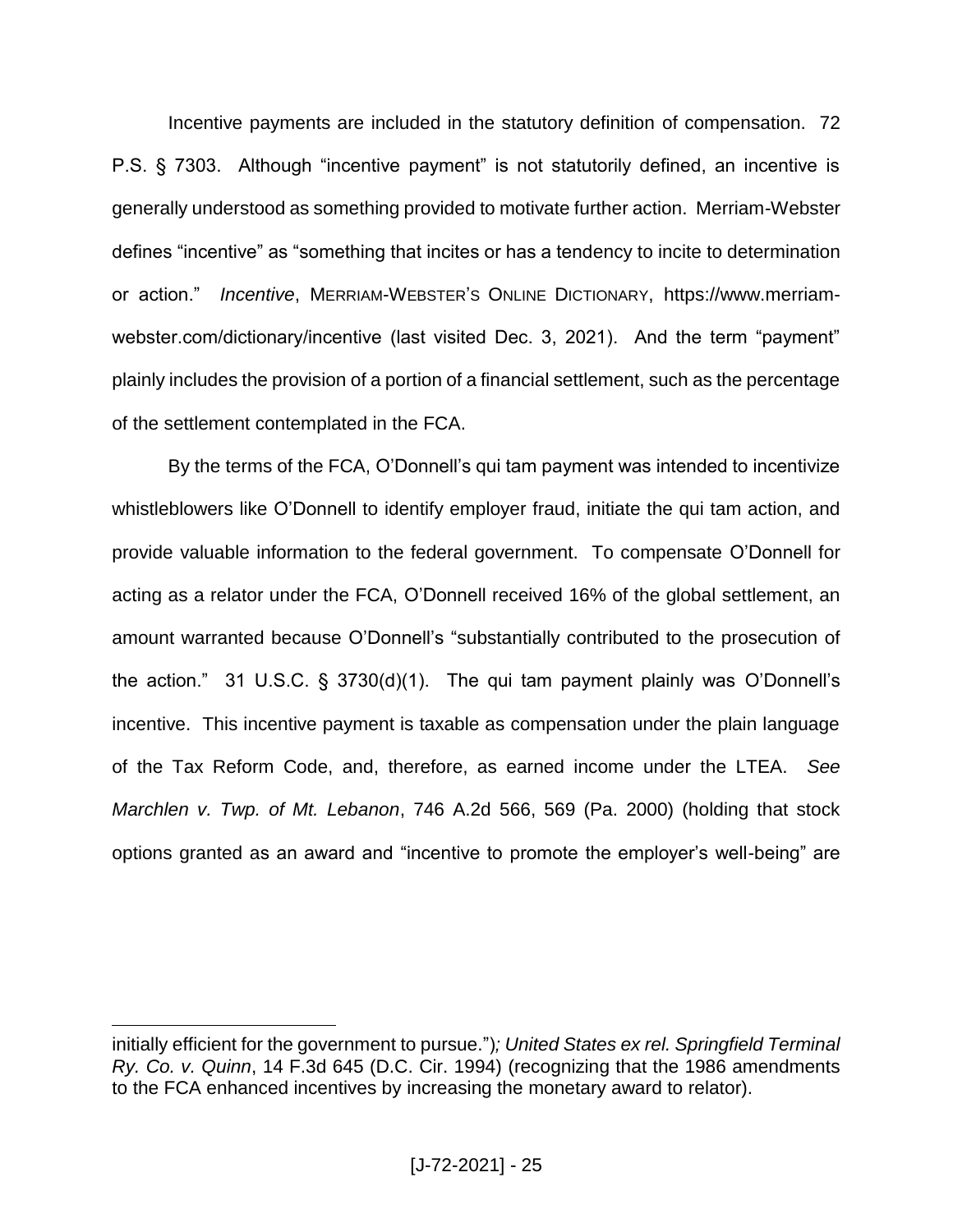Incentive payments are included in the statutory definition of compensation. 72 P.S. § 7303. Although "incentive payment" is not statutorily defined, an incentive is generally understood as something provided to motivate further action. Merriam-Webster defines "incentive" as "something that incites or has a tendency to incite to determination or action." *Incentive*, MERRIAM-WEBSTER'S ONLINE DICTIONARY, https://www.merriam-webster.com/dictionary/incentive (last visited Dec. 3, 2021). And the term "payment" plainly includes the provision of a portion of a financial settlement, such as the percentage of the settlement contemplated in the FCA.

By the terms of the FCA, O'Donnell's qui tam payment was intended to incentivize whistleblowers like O'Donnell to identify employer fraud, initiate the qui tam action, and provide valuable information to the federal government. To compensate O'Donnell for acting as a relator under the FCA, O'Donnell received 16% of the global settlement, an amount warranted because O'Donnell's "substantially contributed to the prosecution of the action." 31 U.S.C. § 3730(d)(1). The qui tam payment plainly was O'Donnell's incentive. This incentive payment is taxable as compensation under the plain language of the Tax Reform Code, and, therefore, as earned income under the LTEA. *See Marchlen v. Twp. of Mt. Lebanon*, 746 A.2d 566, 569 (Pa. 2000) (holding that stock options granted as an award and "incentive to promote the employer's well-being" are

---

initially efficient for the government to pursue."); *United States ex rel. Springfield Terminal Ry. Co. v. Quinn*, 14 F.3d 645 (D.C. Cir. 1994) (recognizing that the 1986 amendments to the FCA enhanced incentives by increasing the monetary award to relator).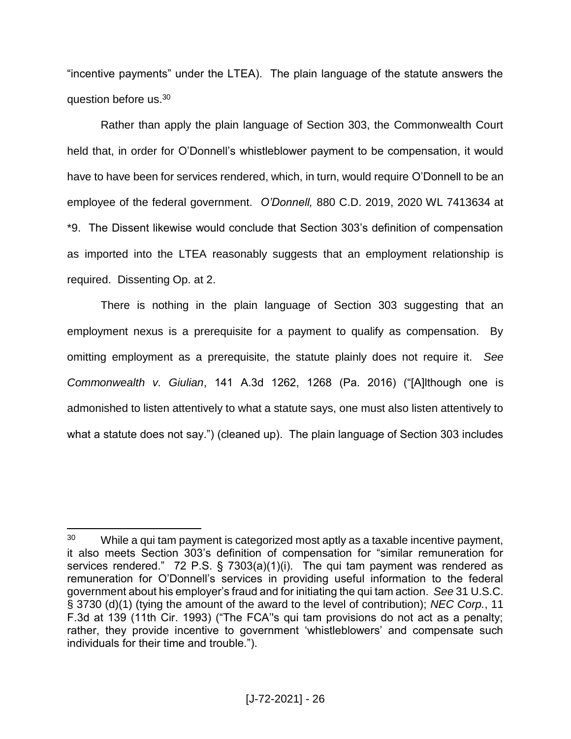"incentive payments" under the LTEA). The plain language of the statute answers the question before us.[30]

Rather than apply the plain language of Section 303, the Commonwealth Court held that, in order for O'Donnell's whistleblower payment to be compensation, it would have to have been for services rendered, which, in turn, would require O'Donnell to be an employee of the federal government. *O'Donnell,* 880 C.D. 2019, 2020 WL 7413634 at *9. The Dissent likewise would conclude that Section 303's definition of compensation as imported into the LTEA reasonably suggests that an employment relationship is required. Dissenting Op. at 2.

There is nothing in the plain language of Section 303 suggesting that an employment nexus is a prerequisite for a payment to qualify as compensation. By omitting employment as a prerequisite, the statute plainly does not require it. *See Commonwealth v. Giulian*, 141 A.3d 1262, 1268 (Pa. 2016) ("[A]lthough one is admonished to listen attentively to what a statute says, one must also listen attentively to what a statute does not say.") (cleaned up). The plain language of Section 303 includes

---

[30] While a qui tam payment is categorized most aptly as a taxable incentive payment, it also meets Section 303's definition of compensation for "similar remuneration for services rendered." 72 P.S. § 7303(a)(1)(i). The qui tam payment was rendered as remuneration for O'Donnell's services in providing useful information to the federal government about his employer's fraud and for initiating the qui tam action. *See* 31 U.S.C. § 3730 (d)(1) (tying the amount of the award to the level of contribution); *NEC Corp.*, 11 F.3d at 139 (11th Cir. 1993) ("The FCA"s qui tam provisions do not act as a penalty; rather, they provide incentive to government 'whistleblowers' and compensate such individuals for their time and trouble.").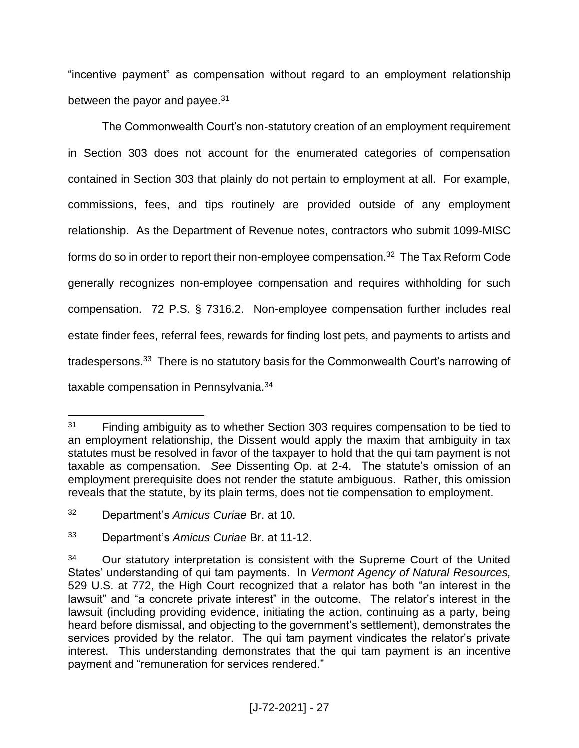"incentive payment" as compensation without regard to an employment relationship between the payor and payee.[31]

The Commonwealth Court's non-statutory creation of an employment requirement in Section 303 does not account for the enumerated categories of compensation contained in Section 303 that plainly do not pertain to employment at all. For example, commissions, fees, and tips routinely are provided outside of any employment relationship. As the Department of Revenue notes, contractors who submit 1099-MISC forms do so in order to report their non-employee compensation.[32] The Tax Reform Code generally recognizes non-employee compensation and requires withholding for such compensation. 72 P.S. § 7316.2. Non-employee compensation further includes real estate finder fees, referral fees, rewards for finding lost pets, and payments to artists and tradespersons.[33] There is no statutory basis for the Commonwealth Court's narrowing of taxable compensation in Pennsylvania.[34]

---

[31] Finding ambiguity as to whether Section 303 requires compensation to be tied to an employment relationship, the Dissent would apply the maxim that ambiguity in tax statutes must be resolved in favor of the taxpayer to hold that the qui tam payment is not taxable as compensation. *See* Dissenting Op. at 2-4. The statute's omission of an employment prerequisite does not render the statute ambiguous. Rather, this omission reveals that the statute, by its plain terms, does not tie compensation to employment.

[32] Department's *Amicus Curiae* Br. at 10.

[33] Department's *Amicus Curiae* Br. at 11-12.

[34] Our statutory interpretation is consistent with the Supreme Court of the United States' understanding of qui tam payments. In *Vermont Agency of Natural Resources,* 529 U.S. at 772, the High Court recognized that a relator has both "an interest in the lawsuit" and "a concrete private interest" in the outcome. The relator's interest in the lawsuit (including providing evidence, initiating the action, continuing as a party, being heard before dismissal, and objecting to the government's settlement), demonstrates the services provided by the relator. The qui tam payment vindicates the relator's private interest. This understanding demonstrates that the qui tam payment is an incentive payment and "remuneration for services rendered."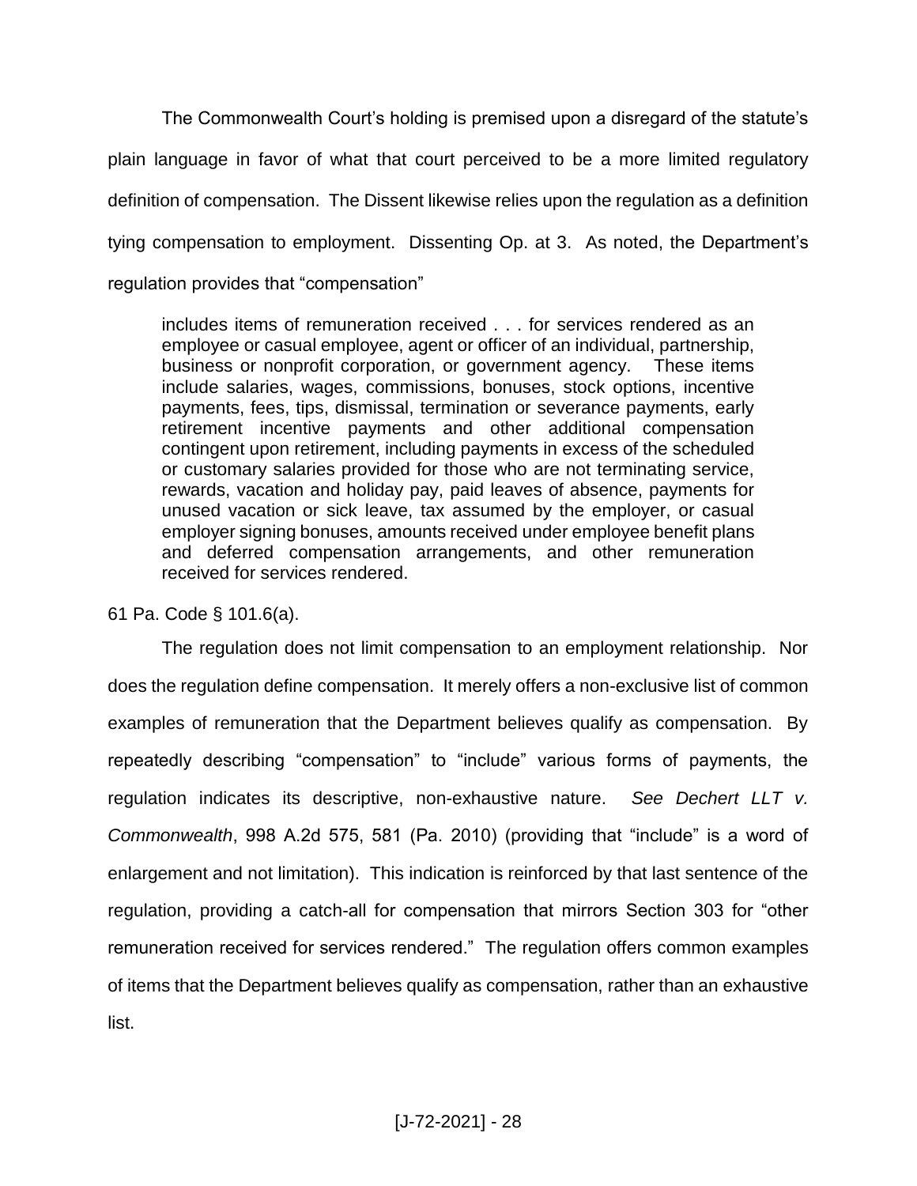The Commonwealth Court's holding is premised upon a disregard of the statute's plain language in favor of what that court perceived to be a more limited regulatory definition of compensation. The Dissent likewise relies upon the regulation as a definition tying compensation to employment. Dissenting Op. at 3. As noted, the Department's regulation provides that "compensation"

> includes items of remuneration received . . . for services rendered as an employee or casual employee, agent or officer of an individual, partnership, business or nonprofit corporation, or government agency. These items include salaries, wages, commissions, bonuses, stock options, incentive payments, fees, tips, dismissal, termination or severance payments, early retirement incentive payments and other additional compensation contingent upon retirement, including payments in excess of the scheduled or customary salaries provided for those who are not terminating service, rewards, vacation and holiday pay, paid leaves of absence, payments for unused vacation or sick leave, tax assumed by the employer, or casual employer signing bonuses, amounts received under employee benefit plans and deferred compensation arrangements, and other remuneration received for services rendered.

61 Pa. Code § 101.6(a).

The regulation does not limit compensation to an employment relationship. Nor does the regulation define compensation. It merely offers a non-exclusive list of common examples of remuneration that the Department believes qualify as compensation. By repeatedly describing "compensation" to "include" various forms of payments, the regulation indicates its descriptive, non-exhaustive nature. *See Dechert LLT v. Commonwealth*, 998 A.2d 575, 581 (Pa. 2010) (providing that "include" is a word of enlargement and not limitation). This indication is reinforced by that last sentence of the regulation, providing a catch-all for compensation that mirrors Section 303 for "other remuneration received for services rendered." The regulation offers common examples of items that the Department believes qualify as compensation, rather than an exhaustive list.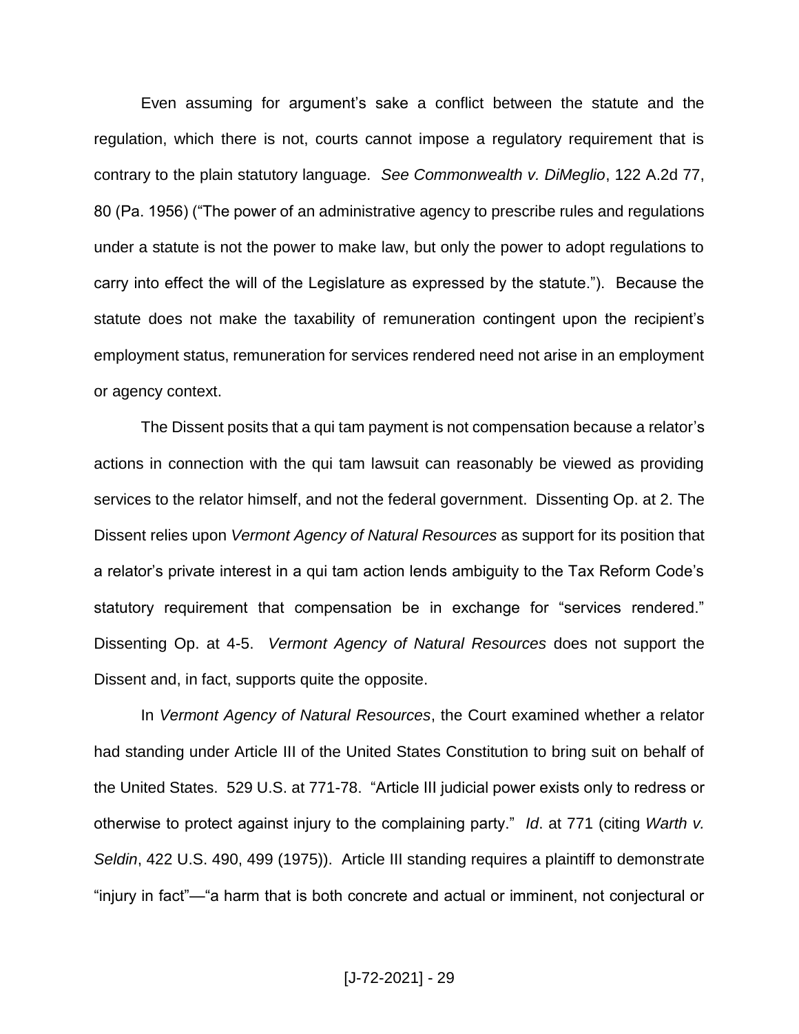Even assuming for argument's sake a conflict between the statute and the regulation, which there is not, courts cannot impose a regulatory requirement that is contrary to the plain statutory language. *See Commonwealth v. DiMeglio*, 122 A.2d 77, 80 (Pa. 1956) ("The power of an administrative agency to prescribe rules and regulations under a statute is not the power to make law, but only the power to adopt regulations to carry into effect the will of the Legislature as expressed by the statute."). Because the statute does not make the taxability of remuneration contingent upon the recipient's employment status, remuneration for services rendered need not arise in an employment or agency context.

The Dissent posits that a qui tam payment is not compensation because a relator's actions in connection with the qui tam lawsuit can reasonably be viewed as providing services to the relator himself, and not the federal government. Dissenting Op. at 2. The Dissent relies upon *Vermont Agency of Natural Resources* as support for its position that a relator's private interest in a qui tam action lends ambiguity to the Tax Reform Code's statutory requirement that compensation be in exchange for "services rendered." Dissenting Op. at 4-5. *Vermont Agency of Natural Resources* does not support the Dissent and, in fact, supports quite the opposite.

In *Vermont Agency of Natural Resources*, the Court examined whether a relator had standing under Article III of the United States Constitution to bring suit on behalf of the United States. 529 U.S. at 771-78. "Article III judicial power exists only to redress or otherwise to protect against injury to the complaining party." *Id*. at 771 (citing *Warth v. Seldin*, 422 U.S. 490, 499 (1975)). Article III standing requires a plaintiff to demonstrate "injury in fact"—"a harm that is both concrete and actual or imminent, not conjectural or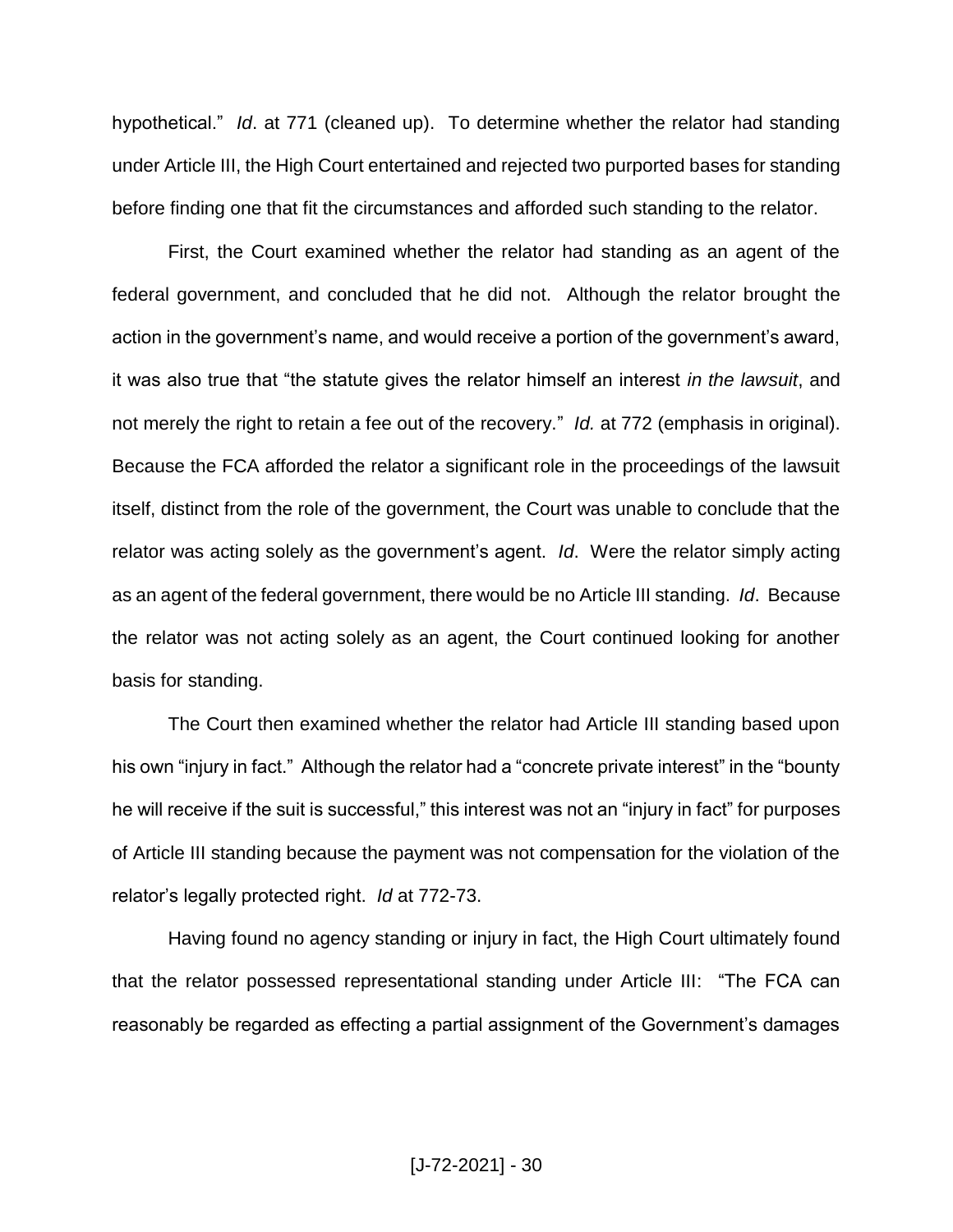hypothetical." *Id*. at 771 (cleaned up). To determine whether the relator had standing under Article III, the High Court entertained and rejected two purported bases for standing before finding one that fit the circumstances and afforded such standing to the relator.

First, the Court examined whether the relator had standing as an agent of the federal government, and concluded that he did not. Although the relator brought the action in the government's name, and would receive a portion of the government's award, it was also true that "the statute gives the relator himself an interest *in the lawsuit*, and not merely the right to retain a fee out of the recovery." *Id.* at 772 (emphasis in original). Because the FCA afforded the relator a significant role in the proceedings of the lawsuit itself, distinct from the role of the government, the Court was unable to conclude that the relator was acting solely as the government's agent. *Id*. Were the relator simply acting as an agent of the federal government, there would be no Article III standing. *Id*. Because the relator was not acting solely as an agent, the Court continued looking for another basis for standing.

The Court then examined whether the relator had Article III standing based upon his own "injury in fact." Although the relator had a "concrete private interest" in the "bounty he will receive if the suit is successful," this interest was not an "injury in fact" for purposes of Article III standing because the payment was not compensation for the violation of the relator's legally protected right. *Id* at 772-73.

Having found no agency standing or injury in fact, the High Court ultimately found that the relator possessed representational standing under Article III: "The FCA can reasonably be regarded as effecting a partial assignment of the Government's damages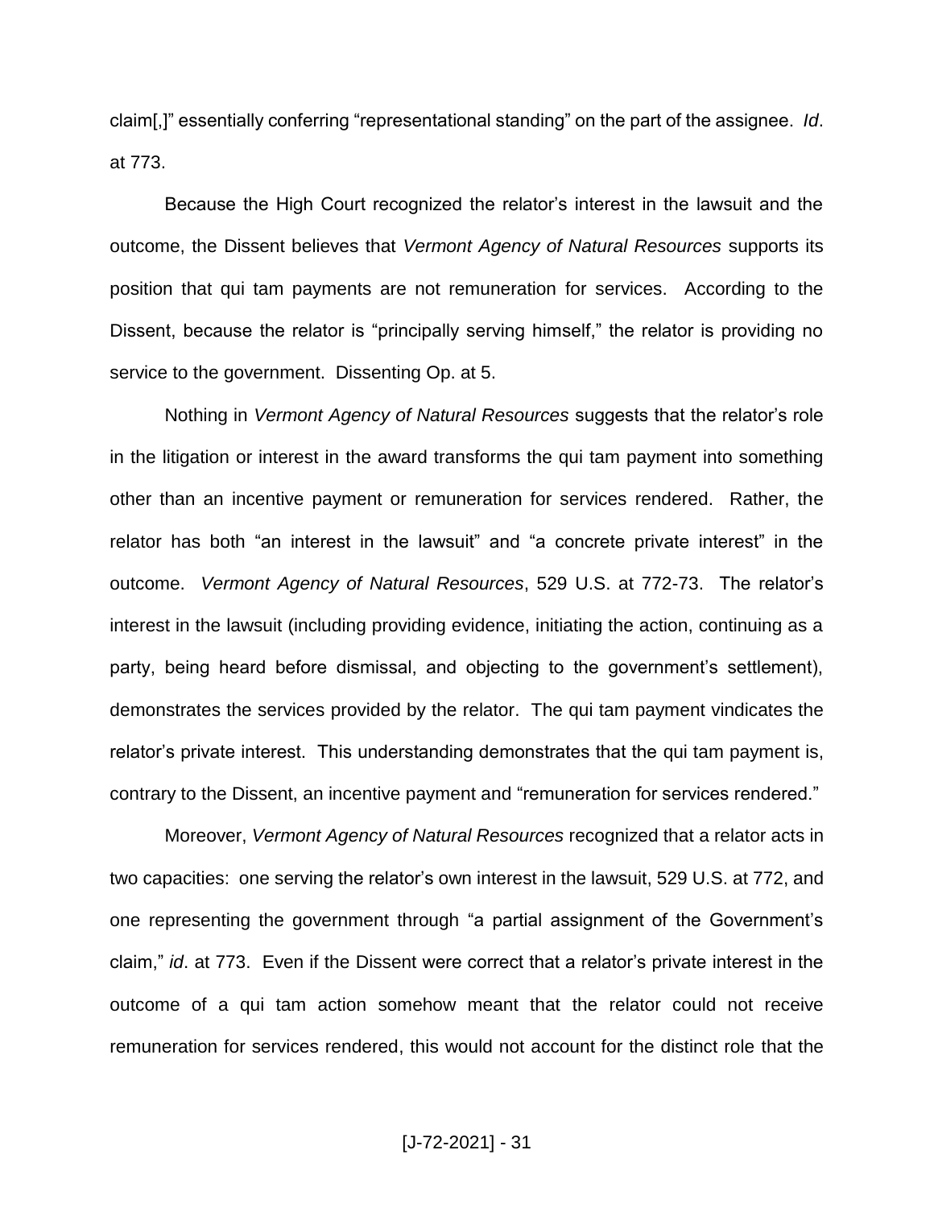claim[,]" essentially conferring "representational standing" on the part of the assignee. *Id*. at 773.

Because the High Court recognized the relator's interest in the lawsuit and the outcome, the Dissent believes that *Vermont Agency of Natural Resources* supports its position that qui tam payments are not remuneration for services. According to the Dissent, because the relator is "principally serving himself," the relator is providing no service to the government. Dissenting Op. at 5.

Nothing in *Vermont Agency of Natural Resources* suggests that the relator's role in the litigation or interest in the award transforms the qui tam payment into something other than an incentive payment or remuneration for services rendered. Rather, the relator has both "an interest in the lawsuit" and "a concrete private interest" in the outcome. *Vermont Agency of Natural Resources*, 529 U.S. at 772-73. The relator's interest in the lawsuit (including providing evidence, initiating the action, continuing as a party, being heard before dismissal, and objecting to the government's settlement), demonstrates the services provided by the relator. The qui tam payment vindicates the relator's private interest. This understanding demonstrates that the qui tam payment is, contrary to the Dissent, an incentive payment and "remuneration for services rendered."

Moreover, *Vermont Agency of Natural Resources* recognized that a relator acts in two capacities: one serving the relator's own interest in the lawsuit, 529 U.S. at 772, and one representing the government through "a partial assignment of the Government's claim," *id*. at 773. Even if the Dissent were correct that a relator's private interest in the outcome of a qui tam action somehow meant that the relator could not receive remuneration for services rendered, this would not account for the distinct role that the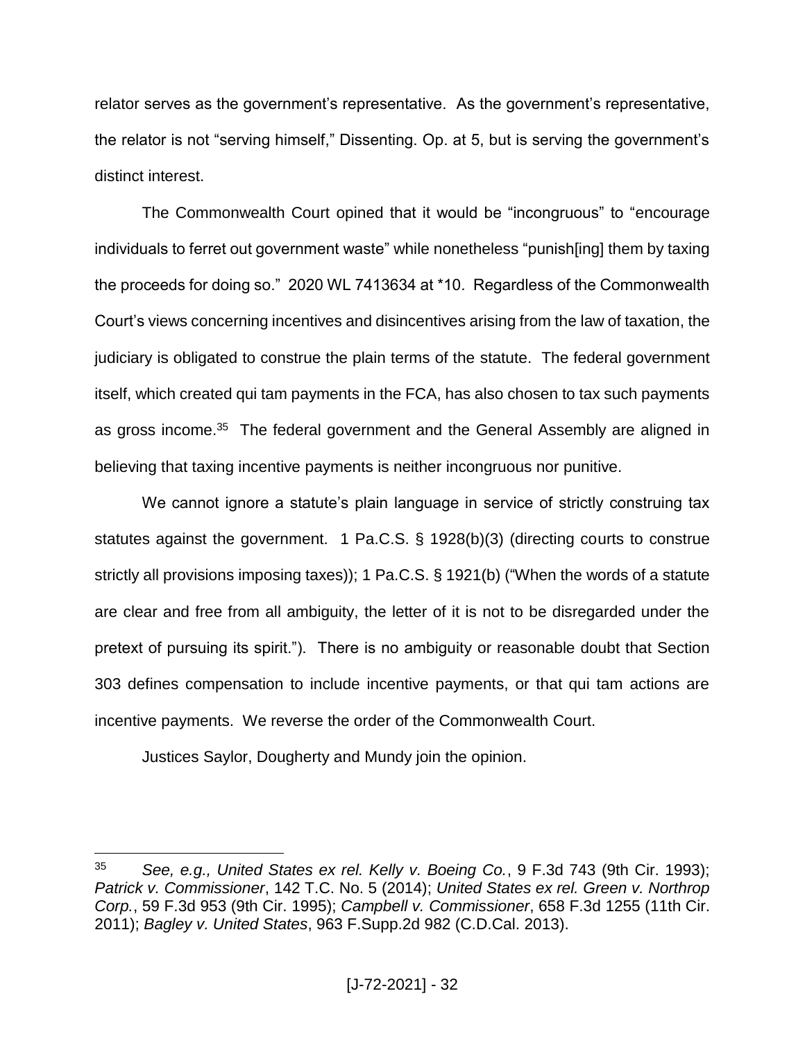relator serves as the government's representative. As the government's representative, the relator is not "serving himself," Dissenting. Op. at 5, but is serving the government's distinct interest.

The Commonwealth Court opined that it would be "incongruous" to "encourage individuals to ferret out government waste" while nonetheless "punish[ing] them by taxing the proceeds for doing so." 2020 WL 7413634 at *10. Regardless of the Commonwealth Court's views concerning incentives and disincentives arising from the law of taxation, the judiciary is obligated to construe the plain terms of the statute. The federal government itself, which created qui tam payments in the FCA, has also chosen to tax such payments as gross income.[35] The federal government and the General Assembly are aligned in believing that taxing incentive payments is neither incongruous nor punitive.

We cannot ignore a statute's plain language in service of strictly construing tax statutes against the government. 1 Pa.C.S. § 1928(b)(3) (directing courts to construe strictly all provisions imposing taxes)); 1 Pa.C.S. § 1921(b) ("When the words of a statute are clear and free from all ambiguity, the letter of it is not to be disregarded under the pretext of pursuing its spirit."). There is no ambiguity or reasonable doubt that Section 303 defines compensation to include incentive payments, or that qui tam actions are incentive payments. We reverse the order of the Commonwealth Court.

Justices Saylor, Dougherty and Mundy join the opinion.

---

[35] *See, e.g., United States ex rel. Kelly v. Boeing Co.*, 9 F.3d 743 (9th Cir. 1993); *Patrick v. Commissioner*, 142 T.C. No. 5 (2014); *United States ex rel. Green v. Northrop Corp.*, 59 F.3d 953 (9th Cir. 1995); *Campbell v. Commissioner*, 658 F.3d 1255 (11th Cir. 2011); *Bagley v. United States*, 963 F.Supp.2d 982 (C.D.Cal. 2013).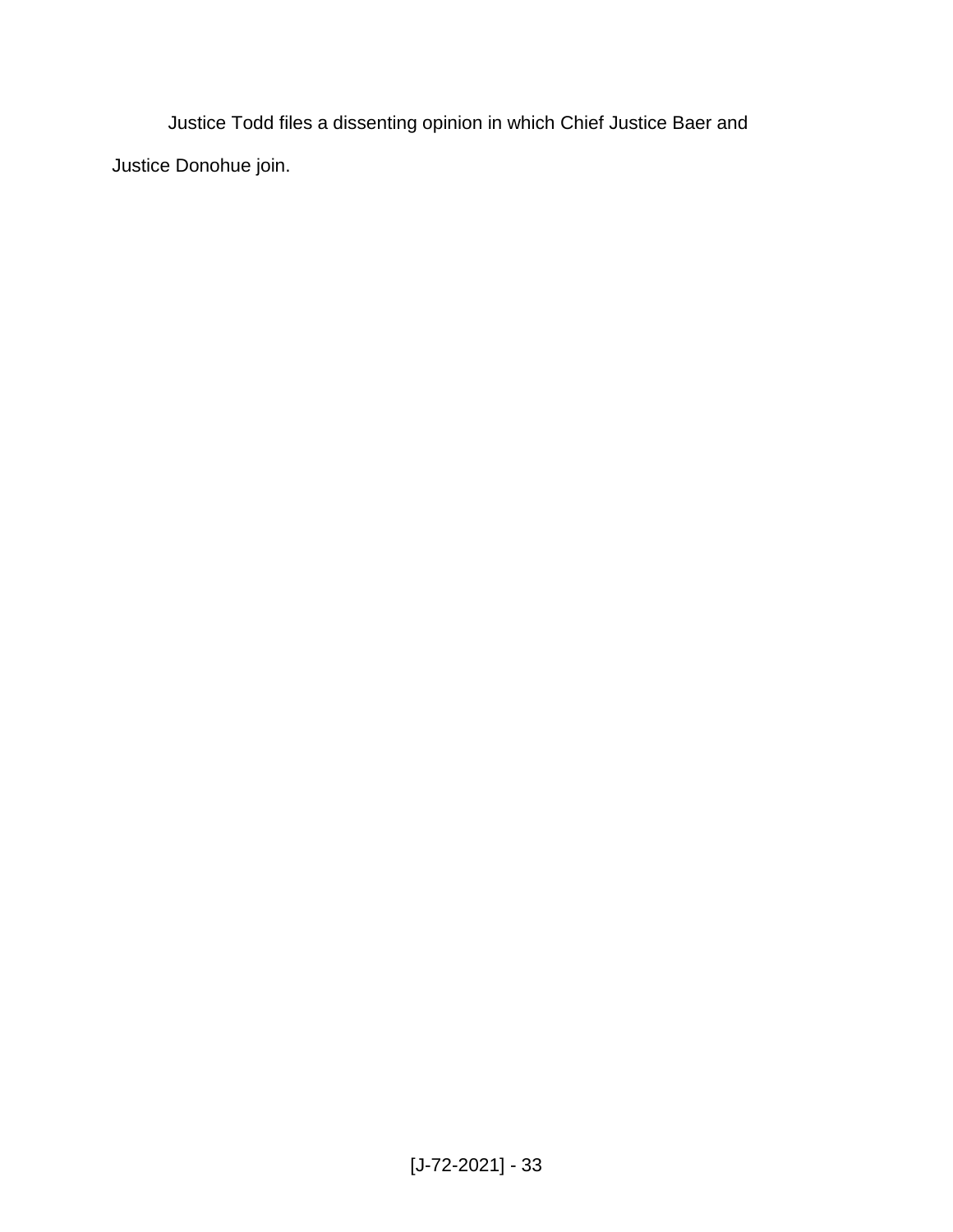Justice Todd files a dissenting opinion in which Chief Justice Baer and Justice Donohue join.